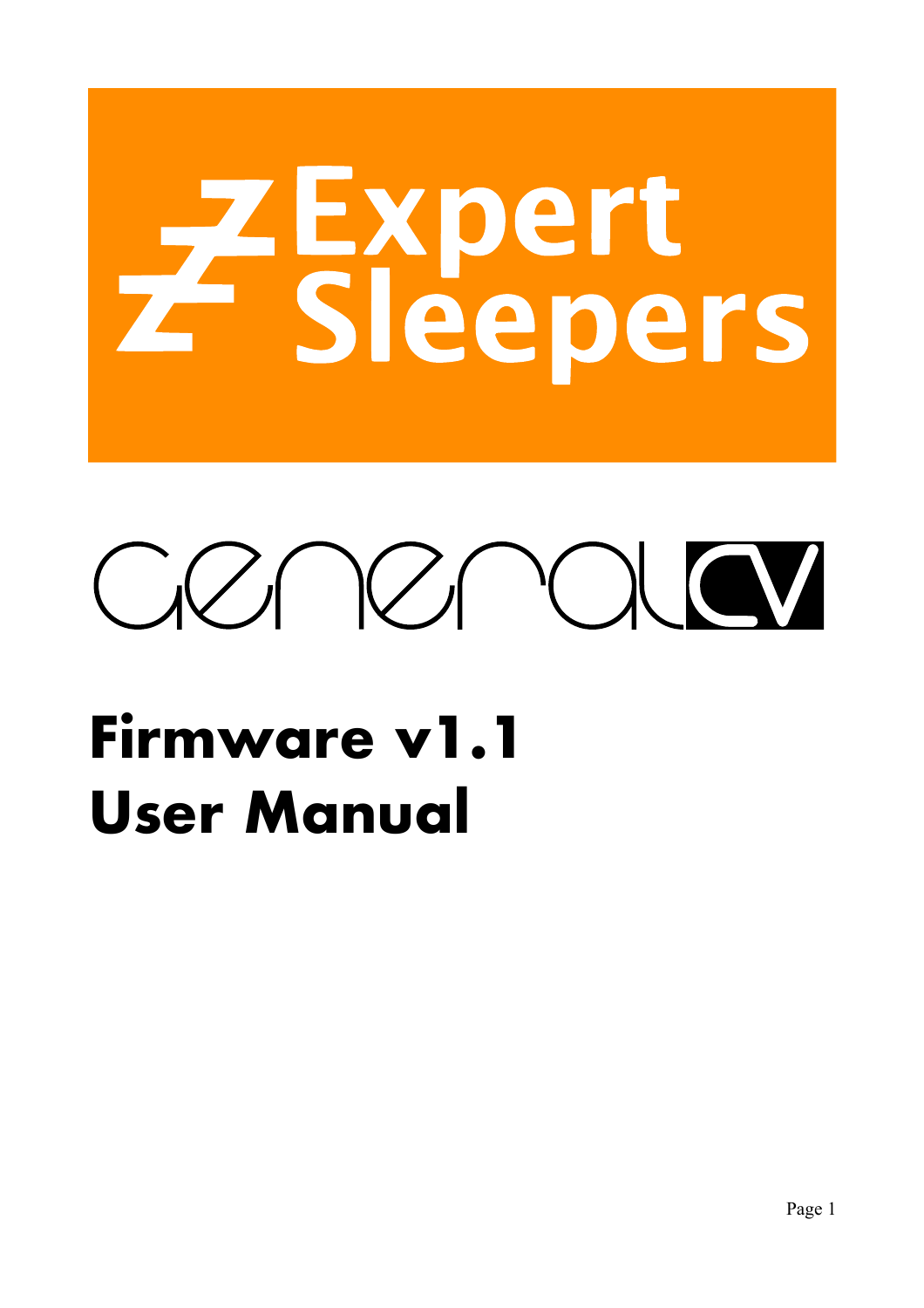Expert Sleepers

generalCV

# Firmware v1.1 User Manual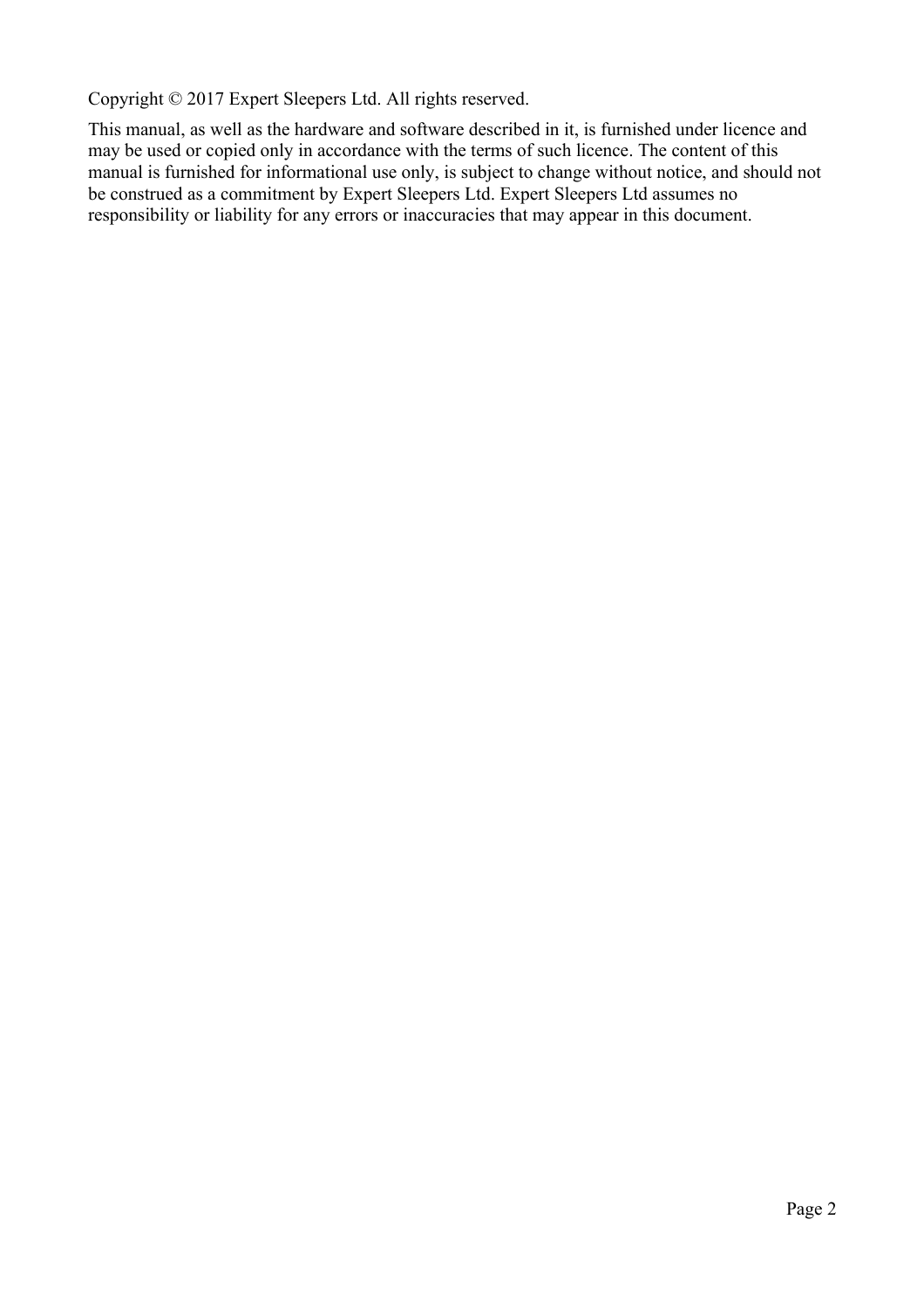Copyright © 2017 Expert Sleepers Ltd. All rights reserved.

This manual, as well as the hardware and software described in it, is furnished under licence and may be used or copied only in accordance with the terms of such licence. The content of this manual is furnished for informational use only, is subject to change without notice, and should not be construed as a commitment by Expert Sleepers Ltd. Expert Sleepers Ltd assumes no responsibility or liability for any errors or inaccuracies that may appear in this document.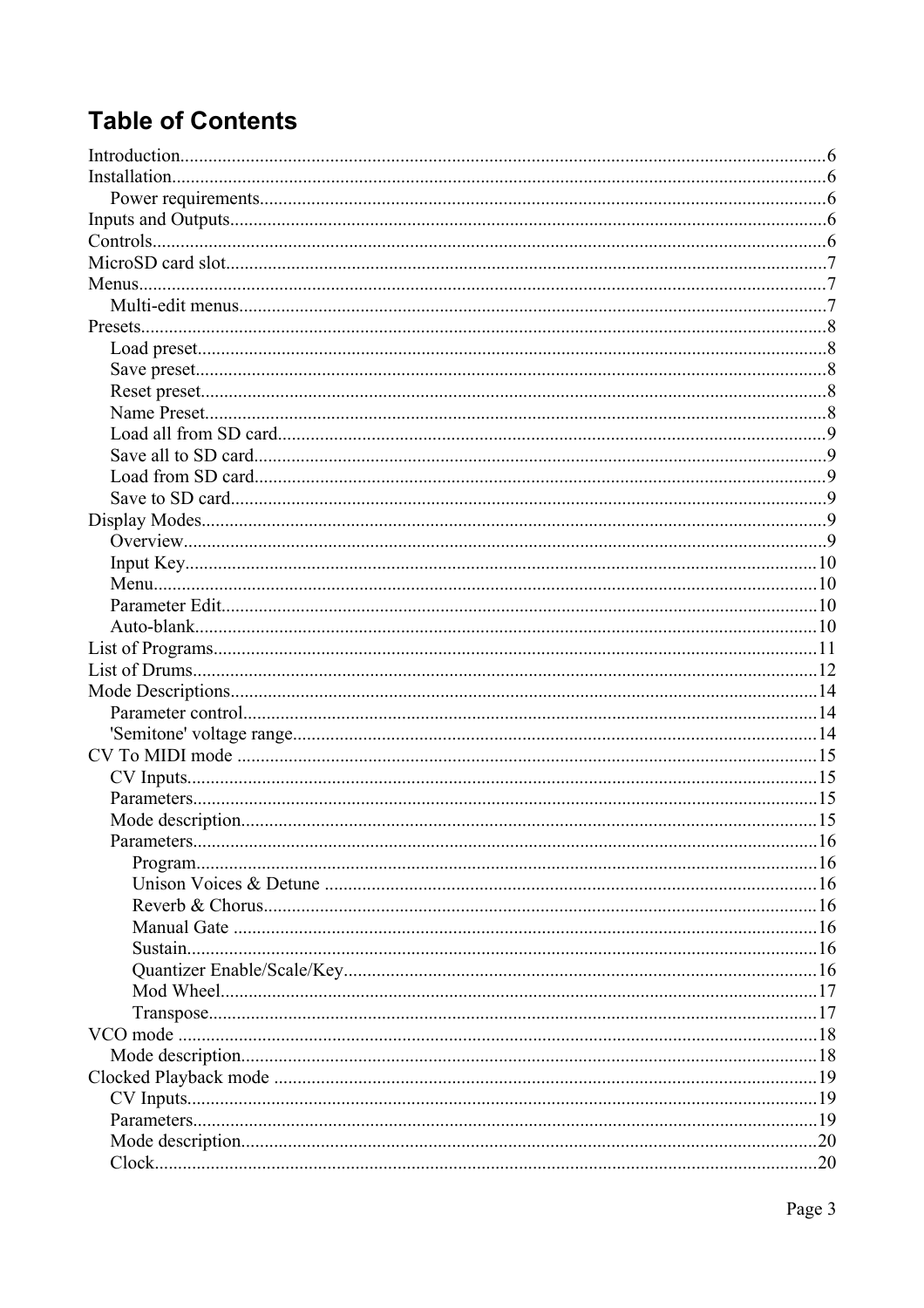# Table of Contents

- Introduction....6
- Installation....6
  - Power requirements....6
- Inputs and Outputs....6
- Controls....6
- MicroSD card slot....7
- Menus....7
  - Multi-edit menus....7
- Presets....8
  - Load preset....8
  - Save preset....8
  - Reset preset....8
  - Name Preset....8
  - Load all from SD card....9
  - Save all to SD card....9
  - Load from SD card....9
  - Save to SD card....9
- Display Modes....9
  - Overview....9
  - Input Key....10
  - Menu....10
  - Parameter Edit....10
  - Auto-blank....10
- List of Programs....11
- List of Drums....12
- Mode Descriptions....14
  - Parameter control....14
  - 'Semitone' voltage range....14
- CV To MIDI mode....15
  - CV Inputs....15
  - Parameters....15
  - Mode description....15
  - Parameters....16
    - Program....16
    - Unison Voices & Detune....16
    - Reverb & Chorus....16
    - Manual Gate....16
    - Sustain....16
    - Quantizer Enable/Scale/Key....16
    - Mod Wheel....17
    - Transpose....17
- VCO mode....18
  - Mode description....18
- Clocked Playback mode....19
  - CV Inputs....19
  - Parameters....19
  - Mode description....20
  - Clock....20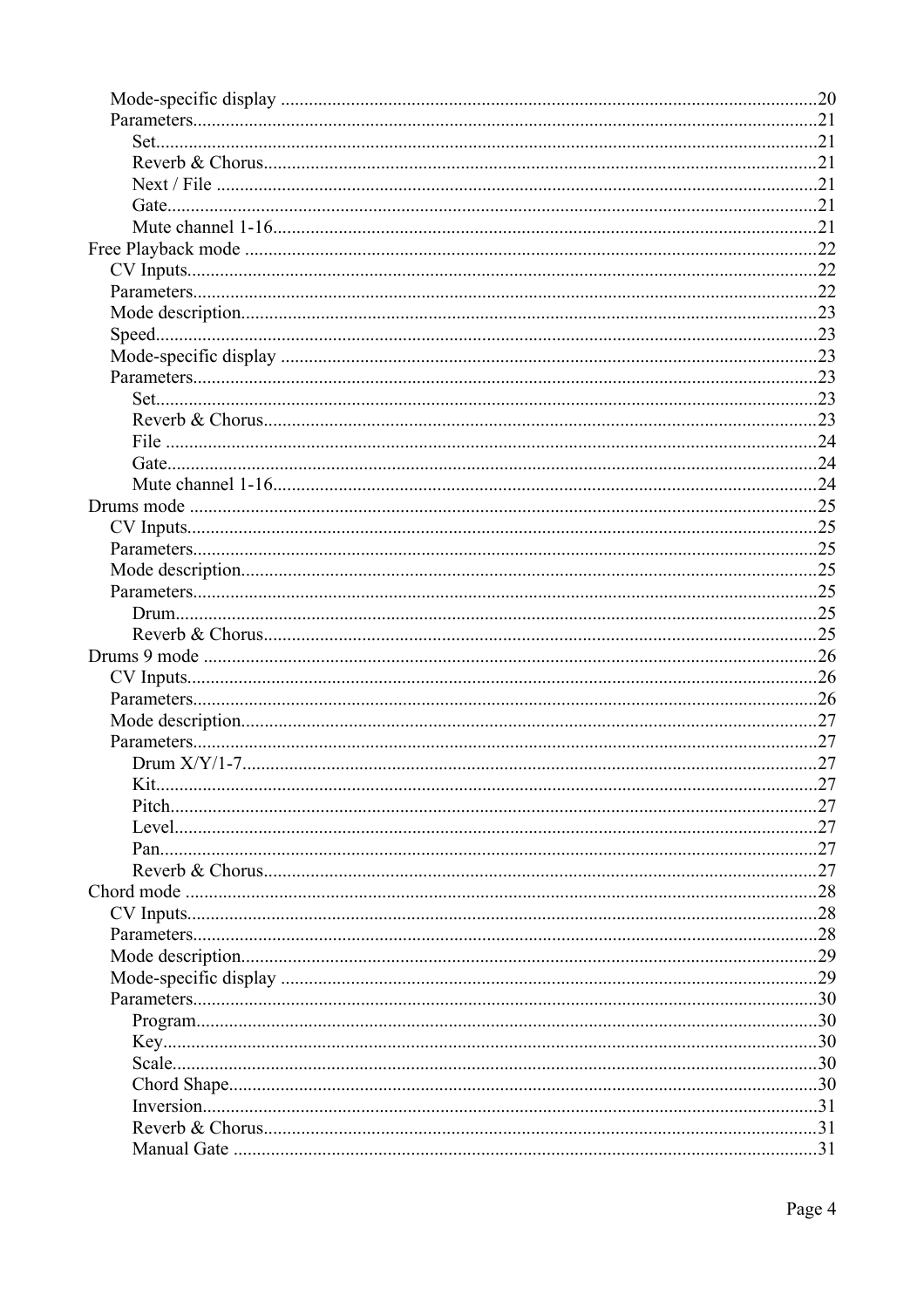- Mode-specific display ....................................................................................................20
- Parameters....................................................................................................21
    - Set....................................................................................................21
    - Reverb & Chorus....................................................................................................21
    - Next / File ....................................................................................................21
    - Gate....................................................................................................21
    - Mute channel 1-16....................................................................................................21

Free Playback mode ....................................................................................................22

- CV Inputs....................................................................................................22
- Parameters....................................................................................................22
- Mode description....................................................................................................23
- Speed....................................................................................................23
- Mode-specific display ....................................................................................................23
- Parameters....................................................................................................23
    - Set....................................................................................................23
    - Reverb & Chorus....................................................................................................23
    - File ....................................................................................................24
    - Gate....................................................................................................24
    - Mute channel 1-16....................................................................................................24

Drums mode ....................................................................................................25

- CV Inputs....................................................................................................25
- Parameters....................................................................................................25
- Mode description....................................................................................................25
- Parameters....................................................................................................25
    - Drum....................................................................................................25
    - Reverb & Chorus....................................................................................................25

Drums 9 mode ....................................................................................................26

- CV Inputs....................................................................................................26
- Parameters....................................................................................................26
- Mode description....................................................................................................27
- Parameters....................................................................................................27
    - Drum X/Y/1-7....................................................................................................27
    - Kit....................................................................................................27
    - Pitch....................................................................................................27
    - Level....................................................................................................27
    - Pan....................................................................................................27
    - Reverb & Chorus....................................................................................................27

Chord mode ....................................................................................................28

- CV Inputs....................................................................................................28
- Parameters....................................................................................................28
- Mode description....................................................................................................29
- Mode-specific display ....................................................................................................29
- Parameters....................................................................................................30
    - Program....................................................................................................30
    - Key....................................................................................................30
    - Scale....................................................................................................30
    - Chord Shape....................................................................................................30
    - Inversion....................................................................................................31
    - Reverb & Chorus....................................................................................................31
    - Manual Gate ....................................................................................................31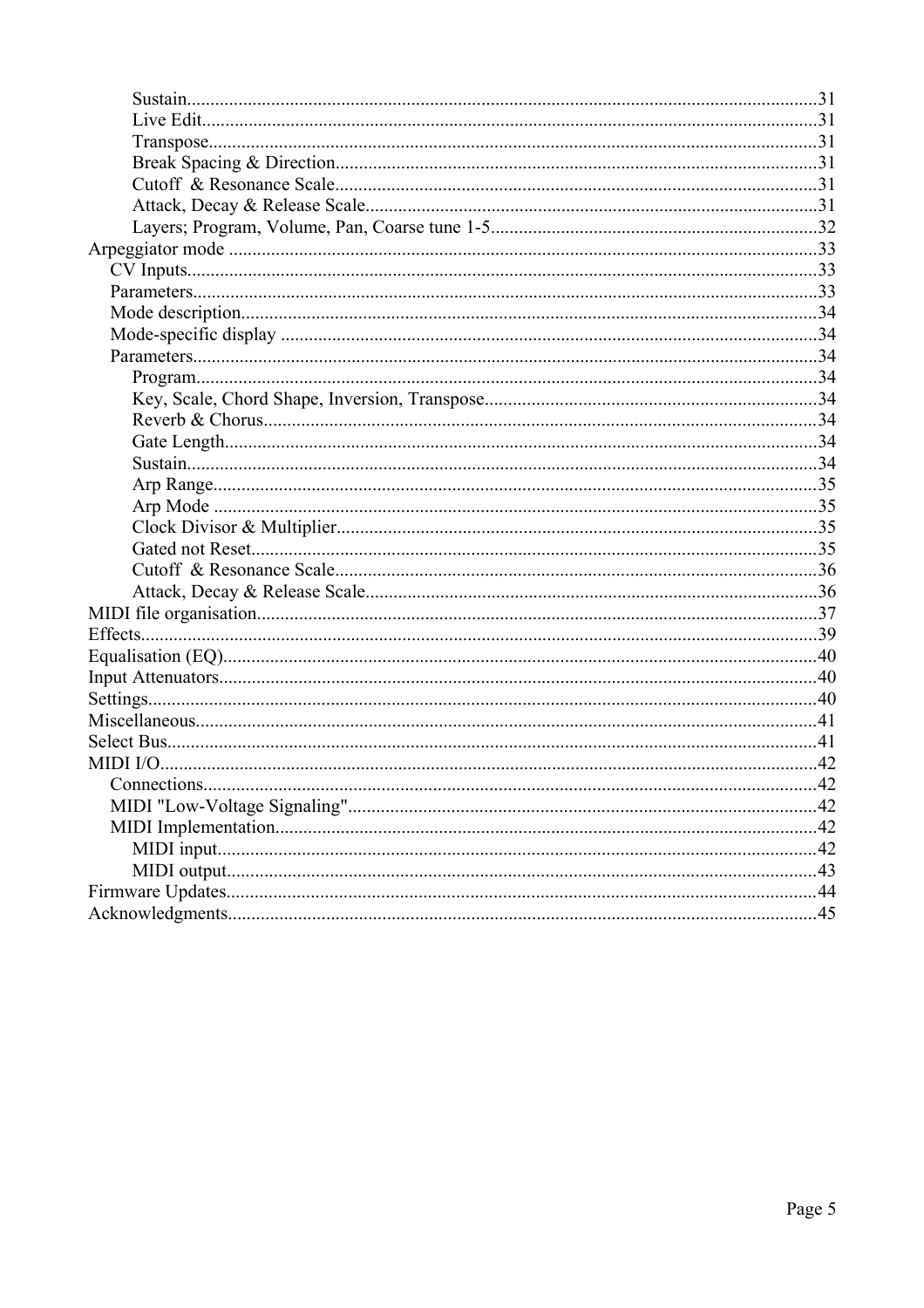- Sustain.....31
- Live Edit.....31
- Transpose.....31
- Break Spacing & Direction.....31
- Cutoff & Resonance Scale.....31
- Attack, Decay & Release Scale.....31
- Layers; Program, Volume, Pan, Coarse tune 1-5.....32

Arpeggiator mode .....33

- CV Inputs.....33
- Parameters.....33
- Mode description.....34
- Mode-specific display .....34
- Parameters.....34
  - Program.....34
  - Key, Scale, Chord Shape, Inversion, Transpose.....34
  - Reverb & Chorus.....34
  - Gate Length.....34
  - Sustain.....34
  - Arp Range.....35
  - Arp Mode .....35
  - Clock Divisor & Multiplier.....35
  - Gated not Reset.....35
  - Cutoff & Resonance Scale.....36
  - Attack, Decay & Release Scale.....36

MIDI file organisation.....37

Effects.....39

Equalisation (EQ).....40

Input Attenuators.....40

Settings.....40

Miscellaneous.....41

Select Bus.....41

MIDI I/O.....42

- Connections.....42
- MIDI "Low-Voltage Signaling".....42
- MIDI Implementation.....42
  - MIDI input.....42
  - MIDI output.....43

Firmware Updates.....44

Acknowledgments.....45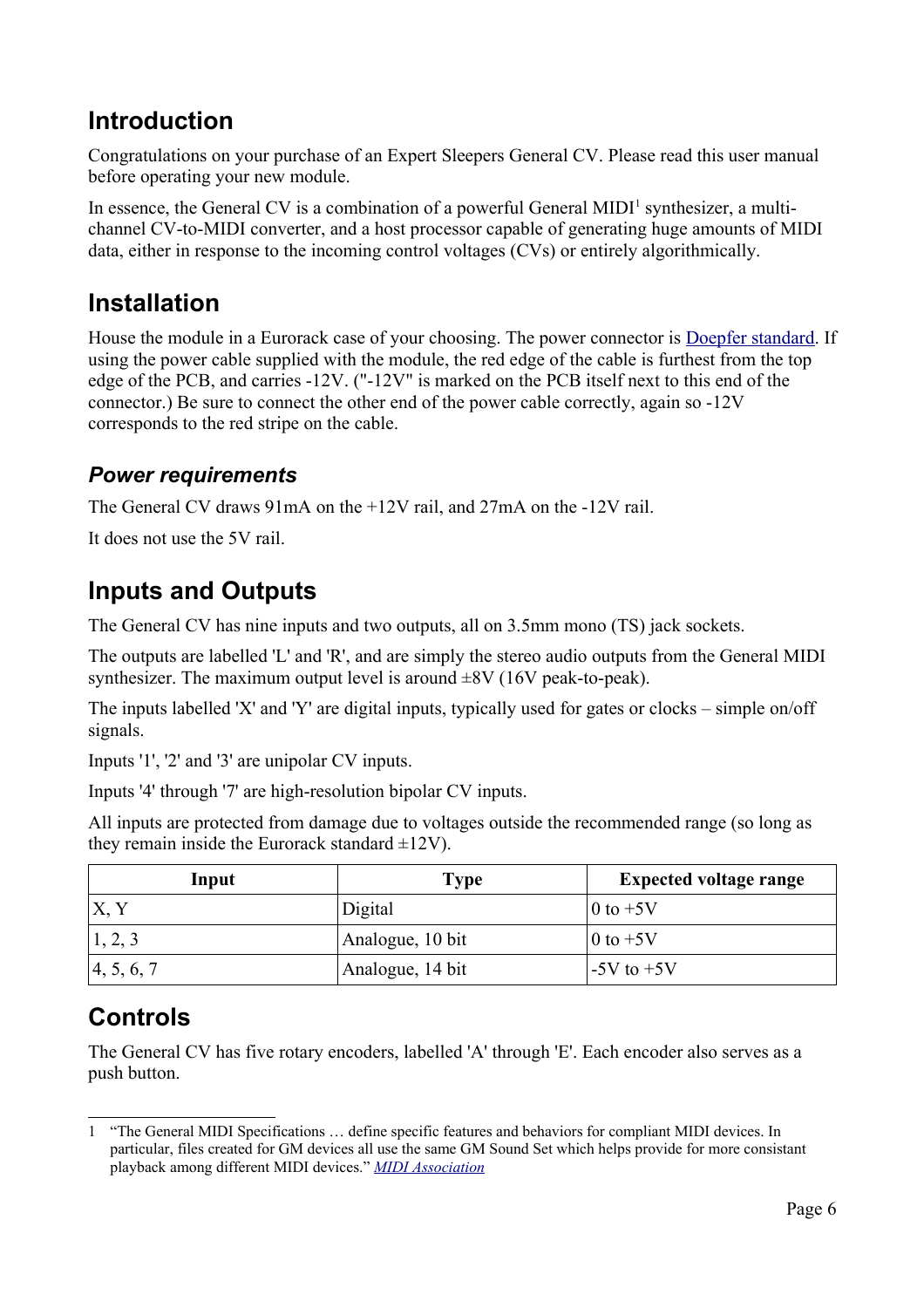# Introduction

Congratulations on your purchase of an Expert Sleepers General CV. Please read this user manual before operating your new module.

In essence, the General CV is a combination of a powerful General MIDI[1] synthesizer, a multi-channel CV-to-MIDI converter, and a host processor capable of generating huge amounts of MIDI data, either in response to the incoming control voltages (CVs) or entirely algorithmically.

# Installation

House the module in a Eurorack case of your choosing. The power connector is Doepfer standard. If using the power cable supplied with the module, the red edge of the cable is furthest from the top edge of the PCB, and carries -12V. ("-12V" is marked on the PCB itself next to this end of the connector.) Be sure to connect the other end of the power cable correctly, again so -12V corresponds to the red stripe on the cable.

## *Power requirements*

The General CV draws 91mA on the +12V rail, and 27mA on the -12V rail.

It does not use the 5V rail.

# Inputs and Outputs

The General CV has nine inputs and two outputs, all on 3.5mm mono (TS) jack sockets.

The outputs are labelled 'L' and 'R', and are simply the stereo audio outputs from the General MIDI synthesizer. The maximum output level is around ±8V (16V peak-to-peak).

The inputs labelled 'X' and 'Y' are digital inputs, typically used for gates or clocks – simple on/off signals.

Inputs '1', '2' and '3' are unipolar CV inputs.

Inputs '4' through '7' are high-resolution bipolar CV inputs.

All inputs are protected from damage due to voltages outside the recommended range (so long as they remain inside the Eurorack standard ±12V).

| Input | Type | Expected voltage range |
|---|---|---|
| X, Y | Digital | 0 to +5V |
| 1, 2, 3 | Analogue, 10 bit | 0 to +5V |
| 4, 5, 6, 7 | Analogue, 14 bit | -5V to +5V |

# Controls

The General CV has five rotary encoders, labelled 'A' through 'E'. Each encoder also serves as a push button.

---

1 "The General MIDI Specifications … define specific features and behaviors for compliant MIDI devices. In particular, files created for GM devices all use the same GM Sound Set which helps provide for more consistant playback among different MIDI devices." *MIDI Association*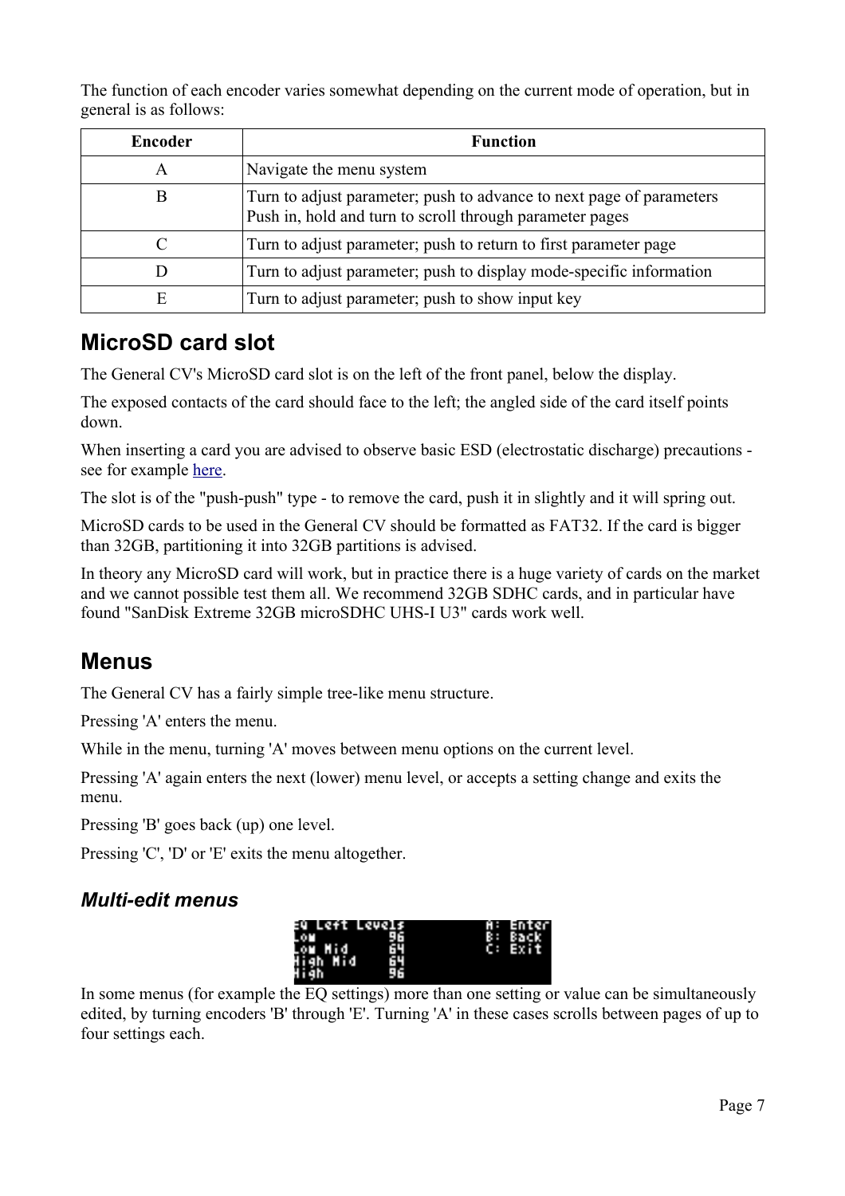The function of each encoder varies somewhat depending on the current mode of operation, but in general is as follows:

| Encoder | Function |
|---|---|
| A | Navigate the menu system |
| B | Turn to adjust parameter; push to advance to next page of parameters<br>Push in, hold and turn to scroll through parameter pages |
| C | Turn to adjust parameter; push to return to first parameter page |
| D | Turn to adjust parameter; push to display mode-specific information |
| E | Turn to adjust parameter; push to show input key |

## MicroSD card slot

The General CV's MicroSD card slot is on the left of the front panel, below the display.

The exposed contacts of the card should face to the left; the angled side of the card itself points down.

When inserting a card you are advised to observe basic ESD (electrostatic discharge) precautions - see for example here.

The slot is of the "push-push" type - to remove the card, push it in slightly and it will spring out.

MicroSD cards to be used in the General CV should be formatted as FAT32. If the card is bigger than 32GB, partitioning it into 32GB partitions is advised.

In theory any MicroSD card will work, but in practice there is a huge variety of cards on the market and we cannot possible test them all. We recommend 32GB SDHC cards, and in particular have found "SanDisk Extreme 32GB microSDHC UHS-I U3" cards work well.

## Menus

The General CV has a fairly simple tree-like menu structure.

Pressing 'A' enters the menu.

While in the menu, turning 'A' moves between menu options on the current level.

Pressing 'A' again enters the next (lower) menu level, or accepts a setting change and exits the menu.

Pressing 'B' goes back (up) one level.

Pressing 'C', 'D' or 'E' exits the menu altogether.

### *Multi-edit menus*

```
EQ Left Levels          A: Enter
Low           96        B: Back
Low Mid       64        C: Exit
High Mid      64
High          96
```

In some menus (for example the EQ settings) more than one setting or value can be simultaneously edited, by turning encoders 'B' through 'E'. Turning 'A' in these cases scrolls between pages of up to four settings each.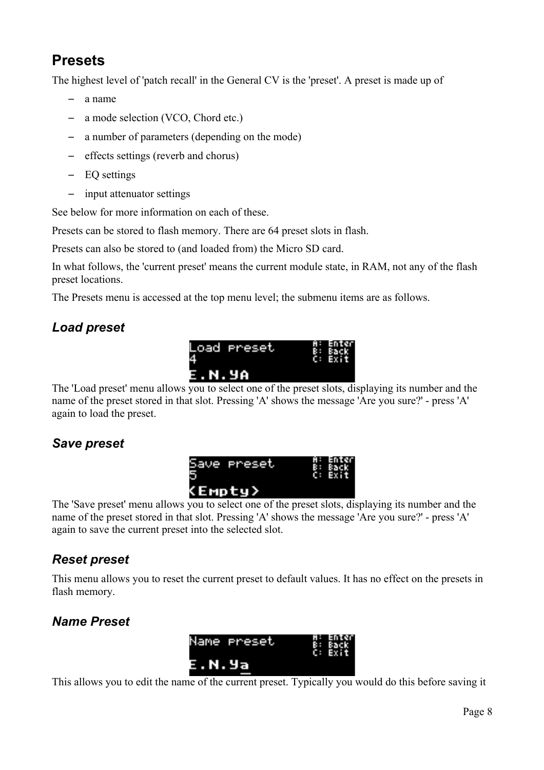## Presets

The highest level of 'patch recall' in the General CV is the 'preset'. A preset is made up of

- a name
- a mode selection (VCO, Chord etc.)
- a number of parameters (depending on the mode)
- effects settings (reverb and chorus)
- EQ settings
- input attenuator settings

See below for more information on each of these.

Presets can be stored to flash memory. There are 64 preset slots in flash.

Presets can also be stored to (and loaded from) the Micro SD card.

In what follows, the 'current preset' means the current module state, in RAM, not any of the flash preset locations.

The Presets menu is accessed at the top menu level; the submenu items are as follows.

### *Load preset*

The 'Load preset' menu allows you to select one of the preset slots, displaying its number and the name of the preset stored in that slot. Pressing 'A' shows the message 'Are you sure?' - press 'A' again to load the preset.

### *Save preset*

The 'Save preset' menu allows you to select one of the preset slots, displaying its number and the name of the preset stored in that slot. Pressing 'A' shows the message 'Are you sure?' - press 'A' again to save the current preset into the selected slot.

### *Reset preset*

This menu allows you to reset the current preset to default values. It has no effect on the presets in flash memory.

### *Name Preset*

This allows you to edit the name of the current preset. Typically you would do this before saving it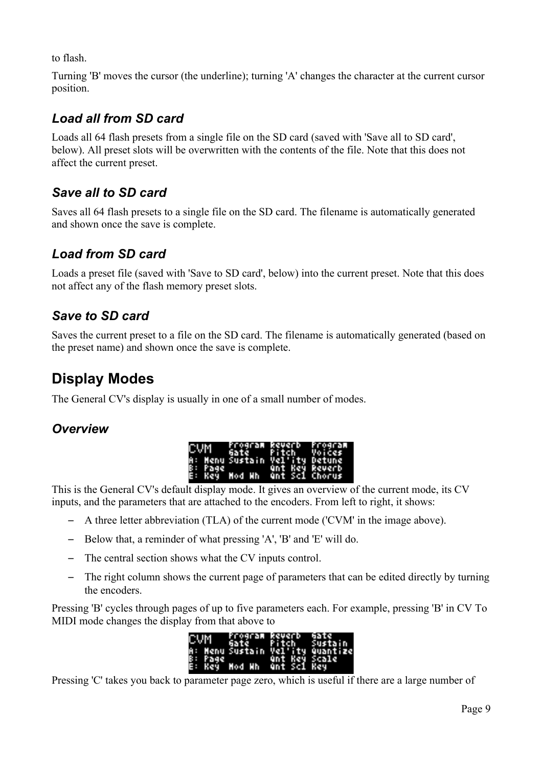to flash.

Turning 'B' moves the cursor (the underline); turning 'A' changes the character at the current cursor position.

### *Load all from SD card*

Loads all 64 flash presets from a single file on the SD card (saved with 'Save all to SD card', below). All preset slots will be overwritten with the contents of the file. Note that this does not affect the current preset.

### *Save all to SD card*

Saves all 64 flash presets to a single file on the SD card. The filename is automatically generated and shown once the save is complete.

### *Load from SD card*

Loads a preset file (saved with 'Save to SD card', below) into the current preset. Note that this does not affect any of the flash memory preset slots.

### *Save to SD card*

Saves the current preset to a file on the SD card. The filename is automatically generated (based on the preset name) and shown once the save is complete.

## Display Modes

The General CV's display is usually in one of a small number of modes.

### *Overview*

```
CVM      Program Reverb  Program
         Gate    Pitch   Voices
A: Menu  Sustain Vel'ity Detune
B: Page          Qnt Key Reverb
E: Key   Mod Wh  Qnt Scl Chorus
```

This is the General CV's default display mode. It gives an overview of the current mode, its CV inputs, and the parameters that are attached to the encoders. From left to right, it shows:

- A three letter abbreviation (TLA) of the current mode ('CVM' in the image above).
- Below that, a reminder of what pressing 'A', 'B' and 'E' will do.
- The central section shows what the CV inputs control.
- The right column shows the current page of parameters that can be edited directly by turning the encoders.

Pressing 'B' cycles through pages of up to five parameters each. For example, pressing 'B' in CV To MIDI mode changes the display from that above to

```
CVM      Program Reverb  Gate
         Gate    Pitch   Sustain
A: Menu  Sustain Vel'ity Quantize
B: Page          Qnt Key Scale
E: Key   Mod Wh  Qnt Scl Key
```

Pressing 'C' takes you back to parameter page zero, which is useful if there are a large number of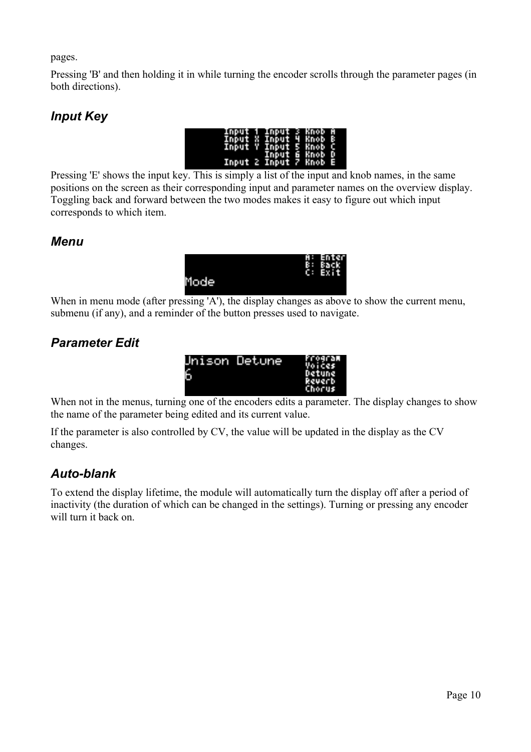pages.

Pressing 'B' and then holding it in while turning the encoder scrolls through the parameter pages (in both directions).

### *Input Key*

Pressing 'E' shows the input key. This is simply a list of the input and knob names, in the same positions on the screen as their corresponding input and parameter names on the overview display. Toggling back and forward between the two modes makes it easy to figure out which input corresponds to which item.

### *Menu*

When in menu mode (after pressing 'A'), the display changes as above to show the current menu, submenu (if any), and a reminder of the button presses used to navigate.

### *Parameter Edit*

When not in the menus, turning one of the encoders edits a parameter. The display changes to show the name of the parameter being edited and its current value.

If the parameter is also controlled by CV, the value will be updated in the display as the CV changes.

### *Auto-blank*

To extend the display lifetime, the module will automatically turn the display off after a period of inactivity (the duration of which can be changed in the settings). Turning or pressing any encoder will turn it back on.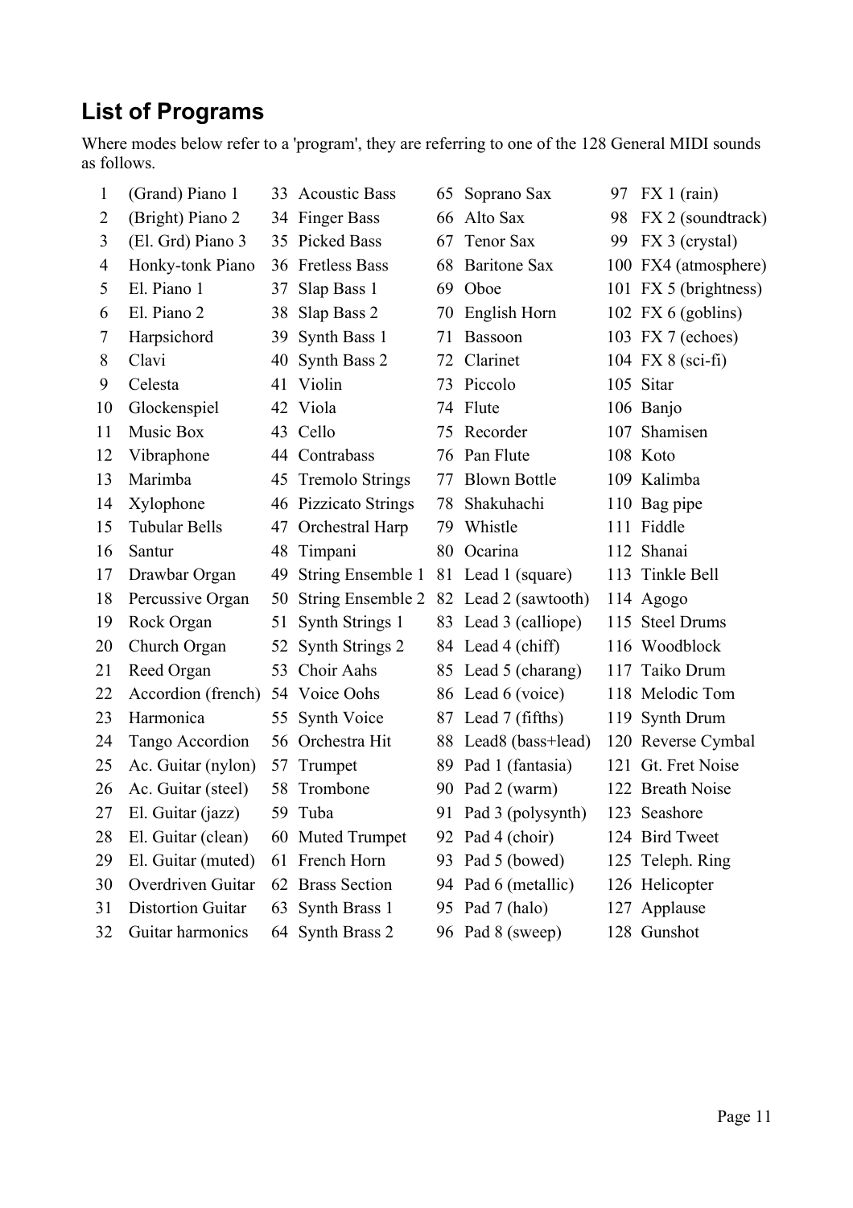## List of Programs

Where modes below refer to a 'program', they are referring to one of the 128 General MIDI sounds as follows.

| | | | | | | | |
|---|---|---|---|---|---|---|---|
| 1 | (Grand) Piano 1 | 33 | Acoustic Bass | 65 | Soprano Sax | 97 | FX 1 (rain) |
| 2 | (Bright) Piano 2 | 34 | Finger Bass | 66 | Alto Sax | 98 | FX 2 (soundtrack) |
| 3 | (El. Grd) Piano 3 | 35 | Picked Bass | 67 | Tenor Sax | 99 | FX 3 (crystal) |
| 4 | Honky-tonk Piano | 36 | Fretless Bass | 68 | Baritone Sax | 100 | FX4 (atmosphere) |
| 5 | El. Piano 1 | 37 | Slap Bass 1 | 69 | Oboe | 101 | FX 5 (brightness) |
| 6 | El. Piano 2 | 38 | Slap Bass 2 | 70 | English Horn | 102 | FX 6 (goblins) |
| 7 | Harpsichord | 39 | Synth Bass 1 | 71 | Bassoon | 103 | FX 7 (echoes) |
| 8 | Clavi | 40 | Synth Bass 2 | 72 | Clarinet | 104 | FX 8 (sci-fi) |
| 9 | Celesta | 41 | Violin | 73 | Piccolo | 105 | Sitar |
| 10 | Glockenspiel | 42 | Viola | 74 | Flute | 106 | Banjo |
| 11 | Music Box | 43 | Cello | 75 | Recorder | 107 | Shamisen |
| 12 | Vibraphone | 44 | Contrabass | 76 | Pan Flute | 108 | Koto |
| 13 | Marimba | 45 | Tremolo Strings | 77 | Blown Bottle | 109 | Kalimba |
| 14 | Xylophone | 46 | Pizzicato Strings | 78 | Shakuhachi | 110 | Bag pipe |
| 15 | Tubular Bells | 47 | Orchestral Harp | 79 | Whistle | 111 | Fiddle |
| 16 | Santur | 48 | Timpani | 80 | Ocarina | 112 | Shanai |
| 17 | Drawbar Organ | 49 | String Ensemble 1 | 81 | Lead 1 (square) | 113 | Tinkle Bell |
| 18 | Percussive Organ | 50 | String Ensemble 2 | 82 | Lead 2 (sawtooth) | 114 | Agogo |
| 19 | Rock Organ | 51 | Synth Strings 1 | 83 | Lead 3 (calliope) | 115 | Steel Drums |
| 20 | Church Organ | 52 | Synth Strings 2 | 84 | Lead 4 (chiff) | 116 | Woodblock |
| 21 | Reed Organ | 53 | Choir Aahs | 85 | Lead 5 (charang) | 117 | Taiko Drum |
| 22 | Accordion (french) | 54 | Voice Oohs | 86 | Lead 6 (voice) | 118 | Melodic Tom |
| 23 | Harmonica | 55 | Synth Voice | 87 | Lead 7 (fifths) | 119 | Synth Drum |
| 24 | Tango Accordion | 56 | Orchestra Hit | 88 | Lead8 (bass+lead) | 120 | Reverse Cymbal |
| 25 | Ac. Guitar (nylon) | 57 | Trumpet | 89 | Pad 1 (fantasia) | 121 | Gt. Fret Noise |
| 26 | Ac. Guitar (steel) | 58 | Trombone | 90 | Pad 2 (warm) | 122 | Breath Noise |
| 27 | El. Guitar (jazz) | 59 | Tuba | 91 | Pad 3 (polysynth) | 123 | Seashore |
| 28 | El. Guitar (clean) | 60 | Muted Trumpet | 92 | Pad 4 (choir) | 124 | Bird Tweet |
| 29 | El. Guitar (muted) | 61 | French Horn | 93 | Pad 5 (bowed) | 125 | Teleph. Ring |
| 30 | Overdriven Guitar | 62 | Brass Section | 94 | Pad 6 (metallic) | 126 | Helicopter |
| 31 | Distortion Guitar | 63 | Synth Brass 1 | 95 | Pad 7 (halo) | 127 | Applause |
| 32 | Guitar harmonics | 64 | Synth Brass 2 | 96 | Pad 8 (sweep) | 128 | Gunshot |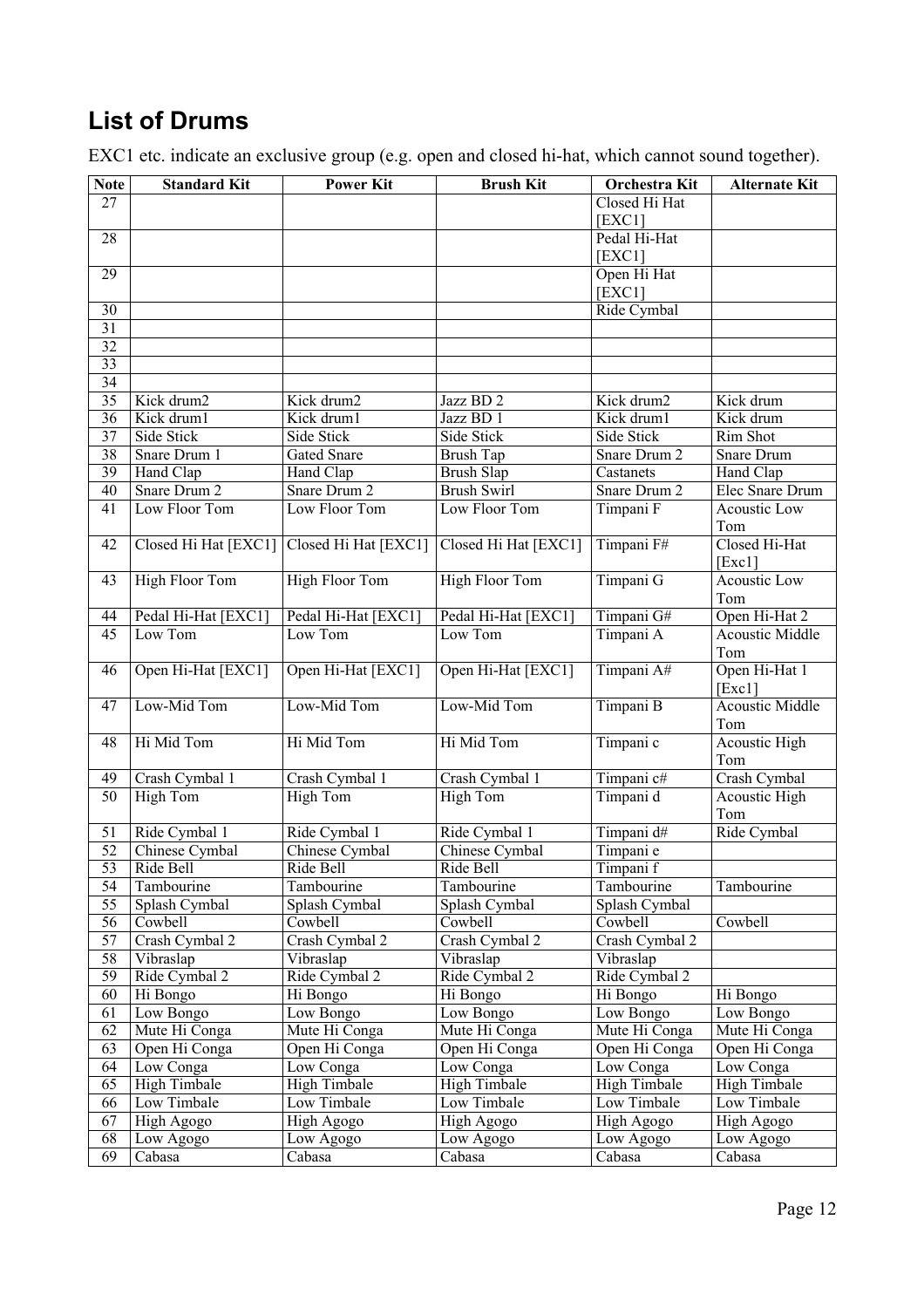## List of Drums

EXC1 etc. indicate an exclusive group (e.g. open and closed hi-hat, which cannot sound together).

| Note | Standard Kit | Power Kit | Brush Kit | Orchestra Kit | Alternate Kit |
|---|---|---|---|---|---|
| 27 | | | | Closed Hi Hat [EXC1] | |
| 28 | | | | Pedal Hi-Hat [EXC1] | |
| 29 | | | | Open Hi Hat [EXC1] | |
| 30 | | | | Ride Cymbal | |
| 31 | | | | | |
| 32 | | | | | |
| 33 | | | | | |
| 34 | | | | | |
| 35 | Kick drum2 | Kick drum2 | Jazz BD 2 | Kick drum2 | Kick drum |
| 36 | Kick drum1 | Kick drum1 | Jazz BD 1 | Kick drum1 | Kick drum |
| 37 | Side Stick | Side Stick | Side Stick | Side Stick | Rim Shot |
| 38 | Snare Drum 1 | Gated Snare | Brush Tap | Snare Drum 2 | Snare Drum |
| 39 | Hand Clap | Hand Clap | Brush Slap | Castanets | Hand Clap |
| 40 | Snare Drum 2 | Snare Drum 2 | Brush Swirl | Snare Drum 2 | Elec Snare Drum |
| 41 | Low Floor Tom | Low Floor Tom | Low Floor Tom | Timpani F | Acoustic Low Tom |
| 42 | Closed Hi Hat [EXC1] | Closed Hi Hat [EXC1] | Closed Hi Hat [EXC1] | Timpani F# | Closed Hi-Hat [Exc1] |
| 43 | High Floor Tom | High Floor Tom | High Floor Tom | Timpani G | Acoustic Low Tom |
| 44 | Pedal Hi-Hat [EXC1] | Pedal Hi-Hat [EXC1] | Pedal Hi-Hat [EXC1] | Timpani G# | Open Hi-Hat 2 |
| 45 | Low Tom | Low Tom | Low Tom | Timpani A | Acoustic Middle Tom |
| 46 | Open Hi-Hat [EXC1] | Open Hi-Hat [EXC1] | Open Hi-Hat [EXC1] | Timpani A# | Open Hi-Hat 1 [Exc1] |
| 47 | Low-Mid Tom | Low-Mid Tom | Low-Mid Tom | Timpani B | Acoustic Middle Tom |
| 48 | Hi Mid Tom | Hi Mid Tom | Hi Mid Tom | Timpani c | Acoustic High Tom |
| 49 | Crash Cymbal 1 | Crash Cymbal 1 | Crash Cymbal 1 | Timpani c# | Crash Cymbal |
| 50 | High Tom | High Tom | High Tom | Timpani d | Acoustic High Tom |
| 51 | Ride Cymbal 1 | Ride Cymbal 1 | Ride Cymbal 1 | Timpani d# | Ride Cymbal |
| 52 | Chinese Cymbal | Chinese Cymbal | Chinese Cymbal | Timpani e | |
| 53 | Ride Bell | Ride Bell | Ride Bell | Timpani f | |
| 54 | Tambourine | Tambourine | Tambourine | Tambourine | Tambourine |
| 55 | Splash Cymbal | Splash Cymbal | Splash Cymbal | Splash Cymbal | |
| 56 | Cowbell | Cowbell | Cowbell | Cowbell | Cowbell |
| 57 | Crash Cymbal 2 | Crash Cymbal 2 | Crash Cymbal 2 | Crash Cymbal 2 | |
| 58 | Vibraslap | Vibraslap | Vibraslap | Vibraslap | |
| 59 | Ride Cymbal 2 | Ride Cymbal 2 | Ride Cymbal 2 | Ride Cymbal 2 | |
| 60 | Hi Bongo | Hi Bongo | Hi Bongo | Hi Bongo | Hi Bongo |
| 61 | Low Bongo | Low Bongo | Low Bongo | Low Bongo | Low Bongo |
| 62 | Mute Hi Conga | Mute Hi Conga | Mute Hi Conga | Mute Hi Conga | Mute Hi Conga |
| 63 | Open Hi Conga | Open Hi Conga | Open Hi Conga | Open Hi Conga | Open Hi Conga |
| 64 | Low Conga | Low Conga | Low Conga | Low Conga | Low Conga |
| 65 | High Timbale | High Timbale | High Timbale | High Timbale | High Timbale |
| 66 | Low Timbale | Low Timbale | Low Timbale | Low Timbale | Low Timbale |
| 67 | High Agogo | High Agogo | High Agogo | High Agogo | High Agogo |
| 68 | Low Agogo | Low Agogo | Low Agogo | Low Agogo | Low Agogo |
| 69 | Cabasa | Cabasa | Cabasa | Cabasa | Cabasa |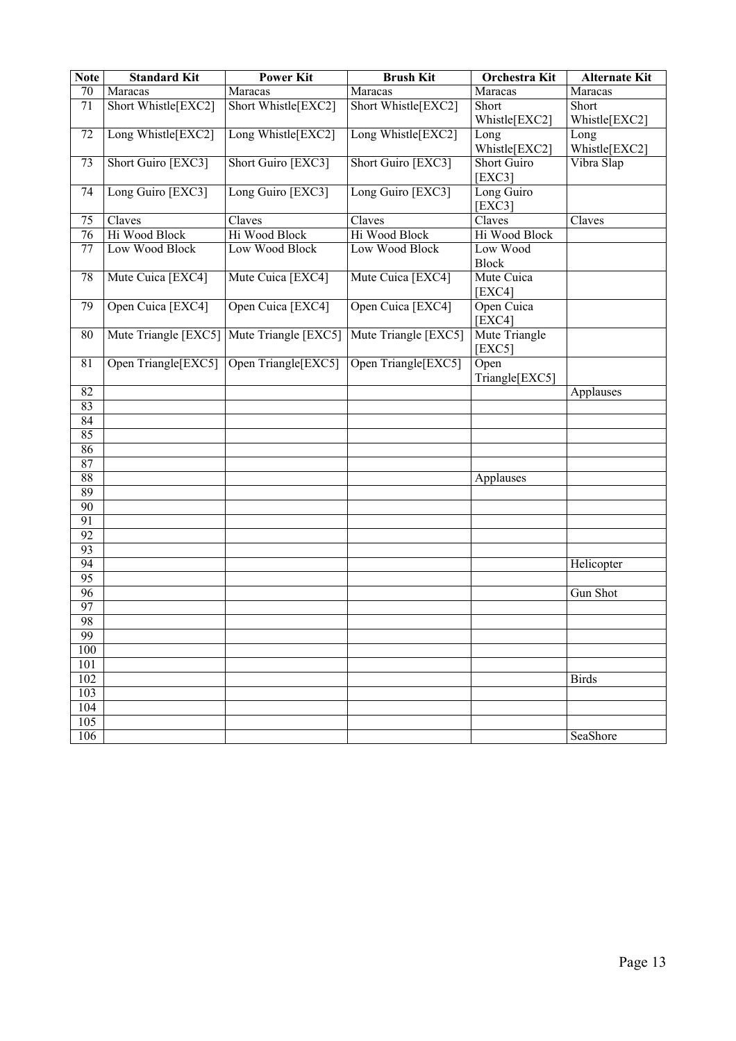| Note | Standard Kit | Power Kit | Brush Kit | Orchestra Kit | Alternate Kit |
|---|---|---|---|---|---|
| 70 | Maracas | Maracas | Maracas | Maracas | Maracas |
| 71 | Short Whistle[EXC2] | Short Whistle[EXC2] | Short Whistle[EXC2] | Short Whistle[EXC2] | Short Whistle[EXC2] |
| 72 | Long Whistle[EXC2] | Long Whistle[EXC2] | Long Whistle[EXC2] | Long Whistle[EXC2] | Long Whistle[EXC2] |
| 73 | Short Guiro [EXC3] | Short Guiro [EXC3] | Short Guiro [EXC3] | Short Guiro [EXC3] | Vibra Slap |
| 74 | Long Guiro [EXC3] | Long Guiro [EXC3] | Long Guiro [EXC3] | Long Guiro [EXC3] | |
| 75 | Claves | Claves | Claves | Claves | Claves |
| 76 | Hi Wood Block | Hi Wood Block | Hi Wood Block | Hi Wood Block | |
| 77 | Low Wood Block | Low Wood Block | Low Wood Block | Low Wood Block | |
| 78 | Mute Cuica [EXC4] | Mute Cuica [EXC4] | Mute Cuica [EXC4] | Mute Cuica [EXC4] | |
| 79 | Open Cuica [EXC4] | Open Cuica [EXC4] | Open Cuica [EXC4] | Open Cuica [EXC4] | |
| 80 | Mute Triangle [EXC5] | Mute Triangle [EXC5] | Mute Triangle [EXC5] | Mute Triangle [EXC5] | |
| 81 | Open Triangle[EXC5] | Open Triangle[EXC5] | Open Triangle[EXC5] | Open Triangle[EXC5] | |
| 82 | | | | | Applauses |
| 83 | | | | | |
| 84 | | | | | |
| 85 | | | | | |
| 86 | | | | | |
| 87 | | | | | |
| 88 | | | | Applauses | |
| 89 | | | | | |
| 90 | | | | | |
| 91 | | | | | |
| 92 | | | | | |
| 93 | | | | | |
| 94 | | | | | Helicopter |
| 95 | | | | | |
| 96 | | | | | Gun Shot |
| 97 | | | | | |
| 98 | | | | | |
| 99 | | | | | |
| 100 | | | | | |
| 101 | | | | | |
| 102 | | | | | Birds |
| 103 | | | | | |
| 104 | | | | | |
| 105 | | | | | |
| 106 | | | | | SeaShore |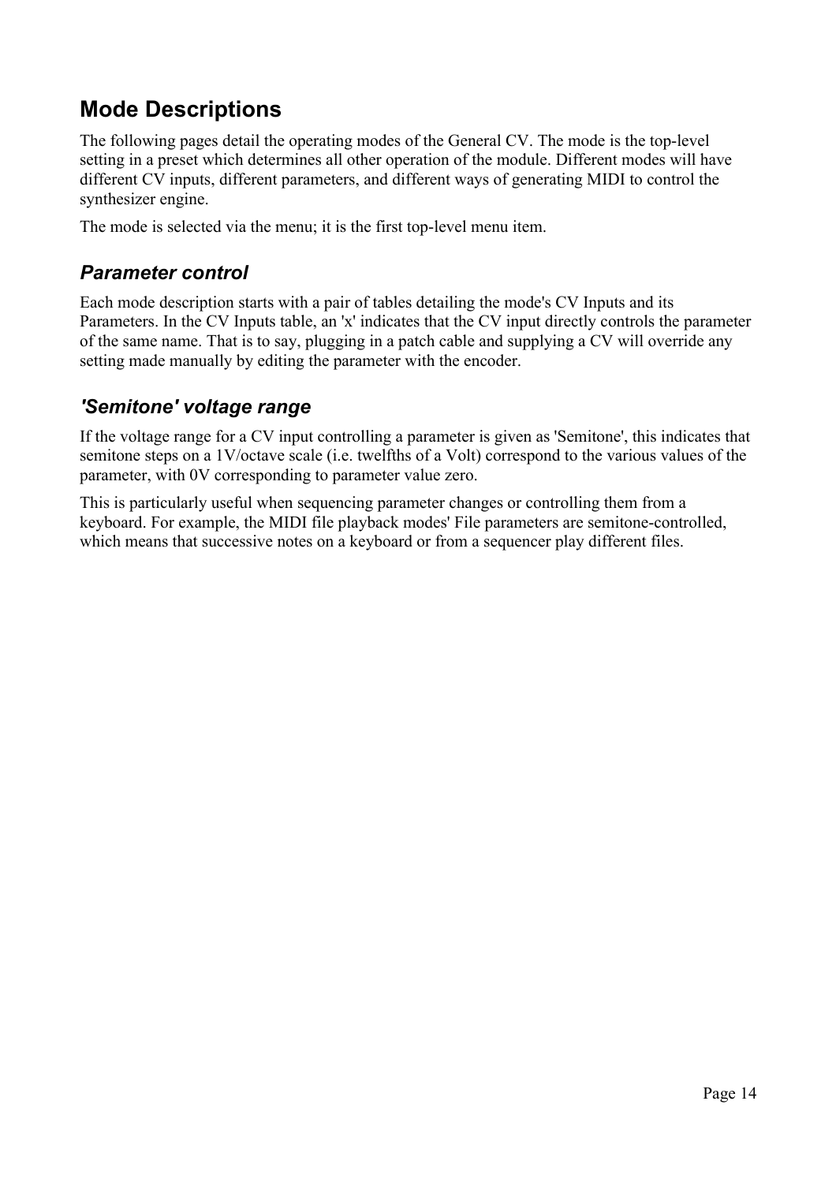## Mode Descriptions

The following pages detail the operating modes of the General CV. The mode is the top-level setting in a preset which determines all other operation of the module. Different modes will have different CV inputs, different parameters, and different ways of generating MIDI to control the synthesizer engine.

The mode is selected via the menu; it is the first top-level menu item.

### *Parameter control*

Each mode description starts with a pair of tables detailing the mode's CV Inputs and its Parameters. In the CV Inputs table, an 'x' indicates that the CV input directly controls the parameter of the same name. That is to say, plugging in a patch cable and supplying a CV will override any setting made manually by editing the parameter with the encoder.

### *'Semitone' voltage range*

If the voltage range for a CV input controlling a parameter is given as 'Semitone', this indicates that semitone steps on a 1V/octave scale (i.e. twelfths of a Volt) correspond to the various values of the parameter, with 0V corresponding to parameter value zero.

This is particularly useful when sequencing parameter changes or controlling them from a keyboard. For example, the MIDI file playback modes' File parameters are semitone-controlled, which means that successive notes on a keyboard or from a sequencer play different files.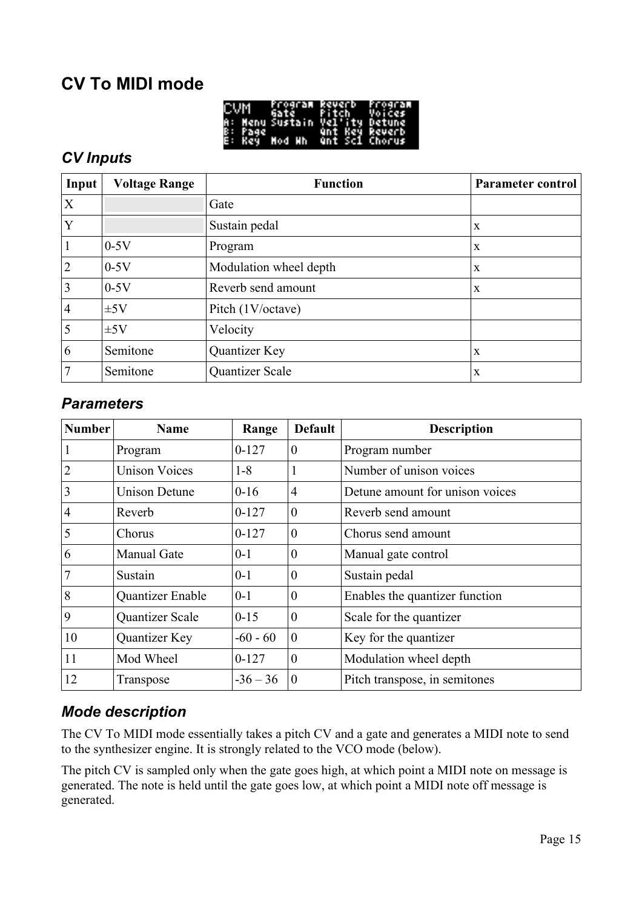## CV To MIDI mode

### CV Inputs

| Input | Voltage Range | Function | Parameter control |
|---|---|---|---|
| X | | Gate | |
| Y | | Sustain pedal | x |
| 1 | 0-5V | Program | x |
| 2 | 0-5V | Modulation wheel depth | x |
| 3 | 0-5V | Reverb send amount | x |
| 4 | ±5V | Pitch (1V/octave) | |
| 5 | ±5V | Velocity | |
| 6 | Semitone | Quantizer Key | x |
| 7 | Semitone | Quantizer Scale | x |

### Parameters

| Number | Name | Range | Default | Description |
|---|---|---|---|---|
| 1 | Program | 0-127 | 0 | Program number |
| 2 | Unison Voices | 1-8 | 1 | Number of unison voices |
| 3 | Unison Detune | 0-16 | 4 | Detune amount for unison voices |
| 4 | Reverb | 0-127 | 0 | Reverb send amount |
| 5 | Chorus | 0-127 | 0 | Chorus send amount |
| 6 | Manual Gate | 0-1 | 0 | Manual gate control |
| 7 | Sustain | 0-1 | 0 | Sustain pedal |
| 8 | Quantizer Enable | 0-1 | 0 | Enables the quantizer function |
| 9 | Quantizer Scale | 0-15 | 0 | Scale for the quantizer |
| 10 | Quantizer Key | -60 - 60 | 0 | Key for the quantizer |
| 11 | Mod Wheel | 0-127 | 0 | Modulation wheel depth |
| 12 | Transpose | -36 – 36 | 0 | Pitch transpose, in semitones |

### Mode description

The CV To MIDI mode essentially takes a pitch CV and a gate and generates a MIDI note to send to the synthesizer engine. It is strongly related to the VCO mode (below).

The pitch CV is sampled only when the gate goes high, at which point a MIDI note on message is generated. The note is held until the gate goes low, at which point a MIDI note off message is generated.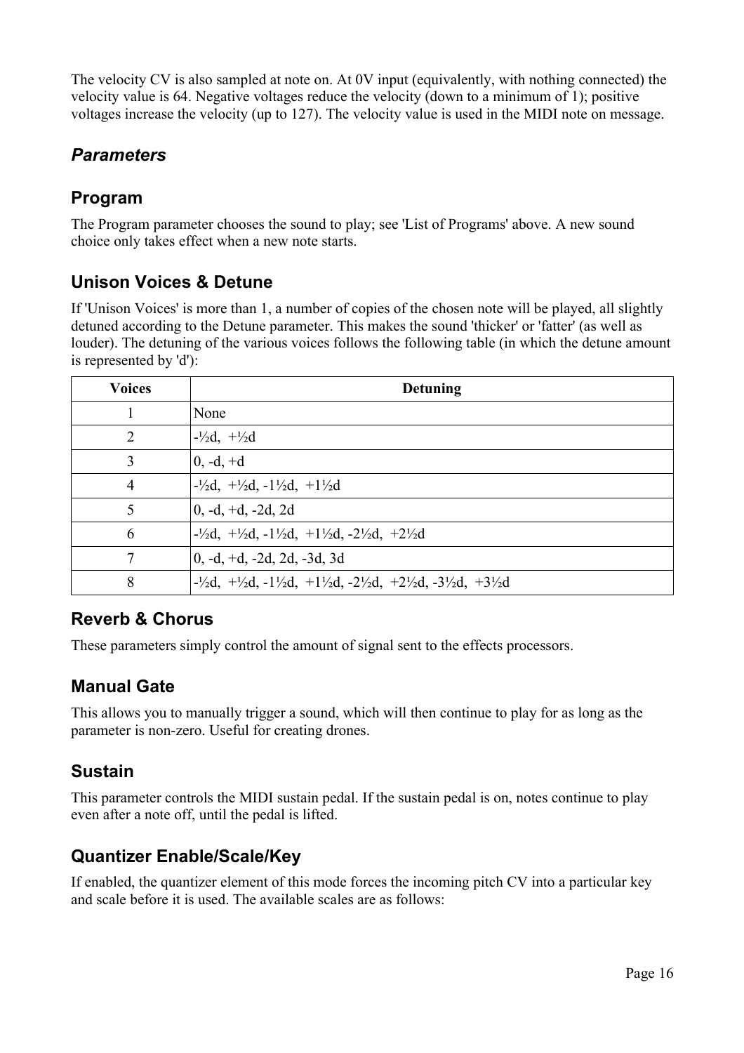The velocity CV is also sampled at note on. At 0V input (equivalently, with nothing connected) the velocity value is 64. Negative voltages reduce the velocity (down to a minimum of 1); positive voltages increase the velocity (up to 127). The velocity value is used in the MIDI note on message.

## *Parameters*

### Program

The Program parameter chooses the sound to play; see 'List of Programs' above. A new sound choice only takes effect when a new note starts.

### Unison Voices & Detune

If 'Unison Voices' is more than 1, a number of copies of the chosen note will be played, all slightly detuned according to the Detune parameter. This makes the sound 'thicker' or 'fatter' (as well as louder). The detuning of the various voices follows the following table (in which the detune amount is represented by 'd'):

| Voices | Detuning |
|---|---|
| 1 | None |
| 2 | -½d, +½d |
| 3 | 0, -d, +d |
| 4 | -½d, +½d, -1½d, +1½d |
| 5 | 0, -d, +d, -2d, 2d |
| 6 | -½d, +½d, -1½d, +1½d, -2½d, +2½d |
| 7 | 0, -d, +d, -2d, 2d, -3d, 3d |
| 8 | -½d, +½d, -1½d, +1½d, -2½d, +2½d, -3½d, +3½d |

### Reverb & Chorus

These parameters simply control the amount of signal sent to the effects processors.

### Manual Gate

This allows you to manually trigger a sound, which will then continue to play for as long as the parameter is non-zero. Useful for creating drones.

### Sustain

This parameter controls the MIDI sustain pedal. If the sustain pedal is on, notes continue to play even after a note off, until the pedal is lifted.

### Quantizer Enable/Scale/Key

If enabled, the quantizer element of this mode forces the incoming pitch CV into a particular key and scale before it is used. The available scales are as follows: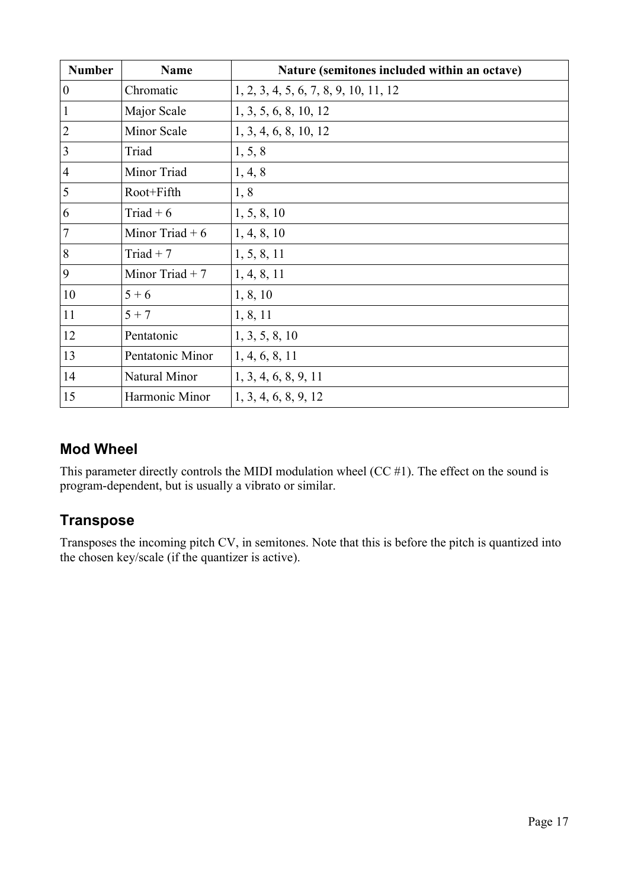| Number | Name | Nature (semitones included within an octave) |
|---|---|---|
| 0 | Chromatic | 1, 2, 3, 4, 5, 6, 7, 8, 9, 10, 11, 12 |
| 1 | Major Scale | 1, 3, 5, 6, 8, 10, 12 |
| 2 | Minor Scale | 1, 3, 4, 6, 8, 10, 12 |
| 3 | Triad | 1, 5, 8 |
| 4 | Minor Triad | 1, 4, 8 |
| 5 | Root+Fifth | 1, 8 |
| 6 | Triad + 6 | 1, 5, 8, 10 |
| 7 | Minor Triad + 6 | 1, 4, 8, 10 |
| 8 | Triad + 7 | 1, 5, 8, 11 |
| 9 | Minor Triad + 7 | 1, 4, 8, 11 |
| 10 | 5 + 6 | 1, 8, 10 |
| 11 | 5 + 7 | 1, 8, 11 |
| 12 | Pentatonic | 1, 3, 5, 8, 10 |
| 13 | Pentatonic Minor | 1, 4, 6, 8, 11 |
| 14 | Natural Minor | 1, 3, 4, 6, 8, 9, 11 |
| 15 | Harmonic Minor | 1, 3, 4, 6, 8, 9, 12 |

## Mod Wheel

This parameter directly controls the MIDI modulation wheel (CC #1). The effect on the sound is program-dependent, but is usually a vibrato or similar.

## Transpose

Transposes the incoming pitch CV, in semitones. Note that this is before the pitch is quantized into the chosen key/scale (if the quantizer is active).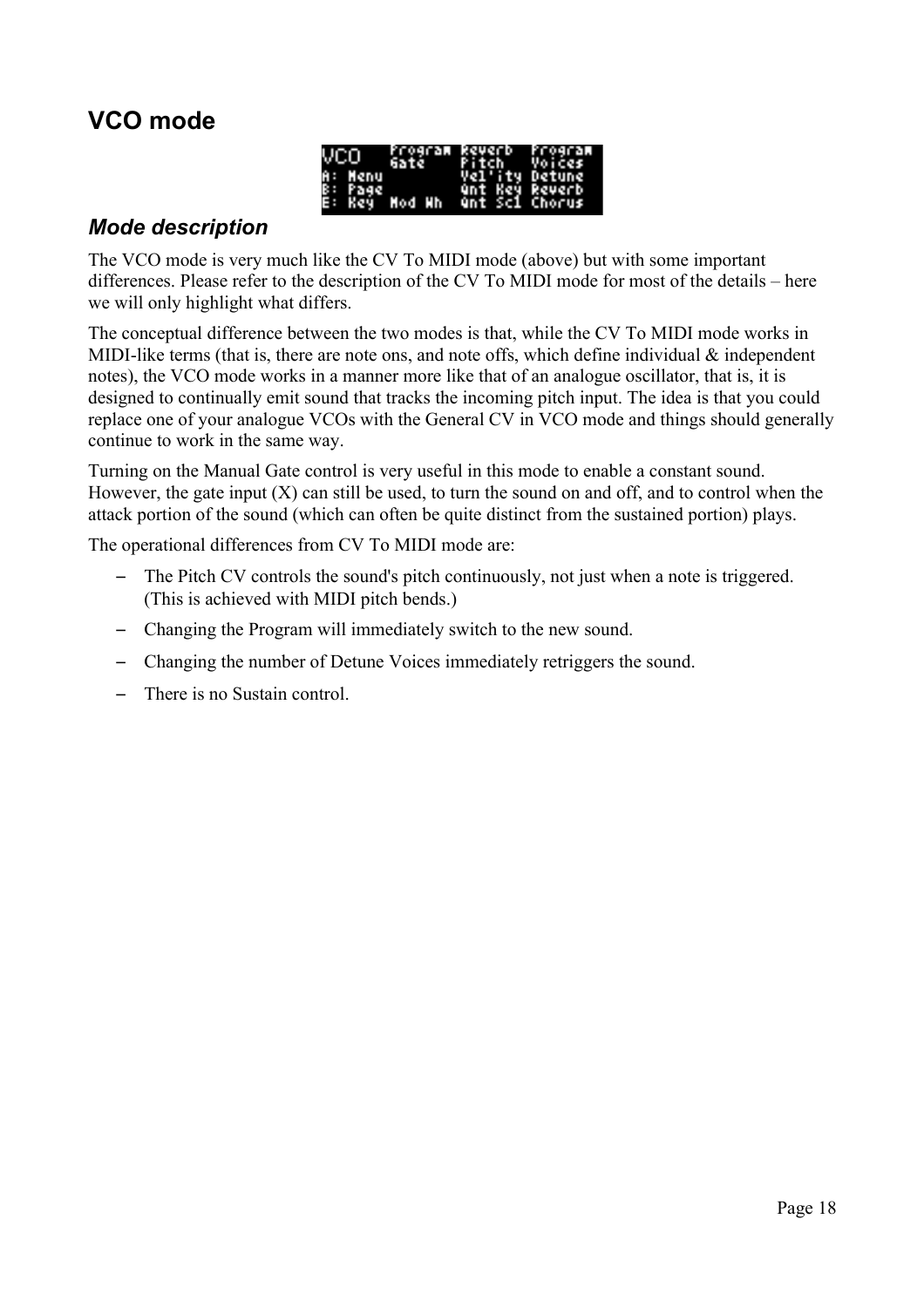## VCO mode

### *Mode description*

The VCO mode is very much like the CV To MIDI mode (above) but with some important differences. Please refer to the description of the CV To MIDI mode for most of the details – here we will only highlight what differs.

The conceptual difference between the two modes is that, while the CV To MIDI mode works in MIDI-like terms (that is, there are note ons, and note offs, which define individual & independent notes), the VCO mode works in a manner more like that of an analogue oscillator, that is, it is designed to continually emit sound that tracks the incoming pitch input. The idea is that you could replace one of your analogue VCOs with the General CV in VCO mode and things should generally continue to work in the same way.

Turning on the Manual Gate control is very useful in this mode to enable a constant sound. However, the gate input (X) can still be used, to turn the sound on and off, and to control when the attack portion of the sound (which can often be quite distinct from the sustained portion) plays.

The operational differences from CV To MIDI mode are:

- The Pitch CV controls the sound's pitch continuously, not just when a note is triggered. (This is achieved with MIDI pitch bends.)
- Changing the Program will immediately switch to the new sound.
- Changing the number of Detune Voices immediately retriggers the sound.
- There is no Sustain control.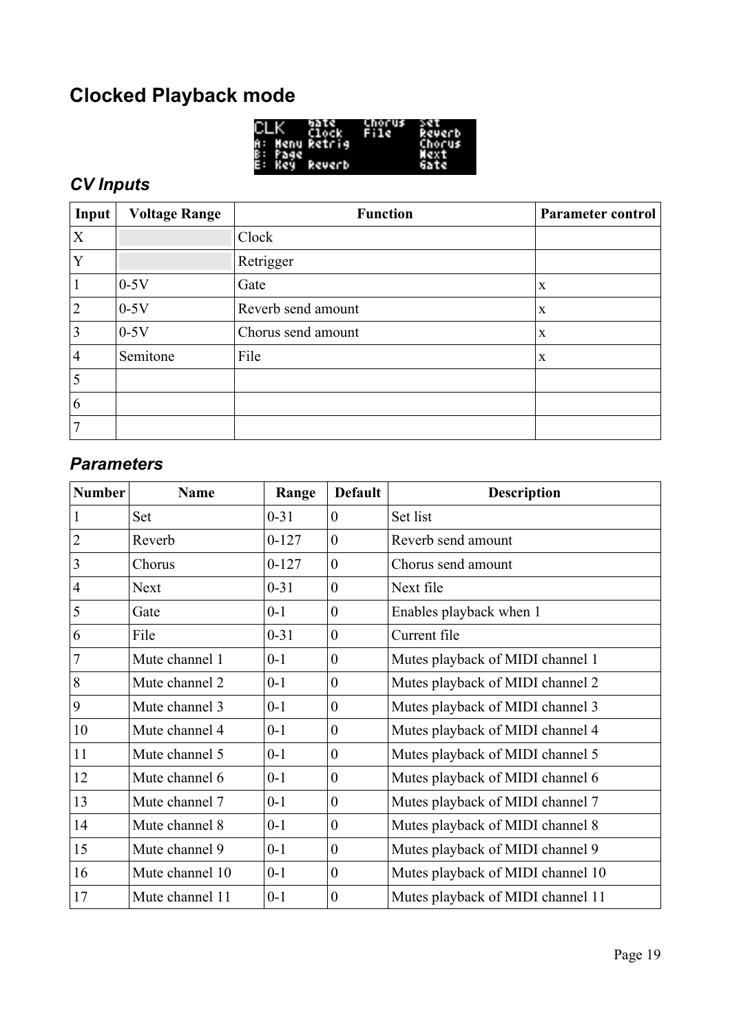## Clocked Playback mode

### *CV Inputs*

| Input | Voltage Range | Function | Parameter control |
|---|---|---|---|
| X | | Clock | |
| Y | | Retrigger | |
| 1 | 0-5V | Gate | x |
| 2 | 0-5V | Reverb send amount | x |
| 3 | 0-5V | Chorus send amount | x |
| 4 | Semitone | File | x |
| 5 | | | |
| 6 | | | |
| 7 | | | |

### *Parameters*

| Number | Name | Range | Default | Description |
|---|---|---|---|---|
| 1 | Set | 0-31 | 0 | Set list |
| 2 | Reverb | 0-127 | 0 | Reverb send amount |
| 3 | Chorus | 0-127 | 0 | Chorus send amount |
| 4 | Next | 0-31 | 0 | Next file |
| 5 | Gate | 0-1 | 0 | Enables playback when 1 |
| 6 | File | 0-31 | 0 | Current file |
| 7 | Mute channel 1 | 0-1 | 0 | Mutes playback of MIDI channel 1 |
| 8 | Mute channel 2 | 0-1 | 0 | Mutes playback of MIDI channel 2 |
| 9 | Mute channel 3 | 0-1 | 0 | Mutes playback of MIDI channel 3 |
| 10 | Mute channel 4 | 0-1 | 0 | Mutes playback of MIDI channel 4 |
| 11 | Mute channel 5 | 0-1 | 0 | Mutes playback of MIDI channel 5 |
| 12 | Mute channel 6 | 0-1 | 0 | Mutes playback of MIDI channel 6 |
| 13 | Mute channel 7 | 0-1 | 0 | Mutes playback of MIDI channel 7 |
| 14 | Mute channel 8 | 0-1 | 0 | Mutes playback of MIDI channel 8 |
| 15 | Mute channel 9 | 0-1 | 0 | Mutes playback of MIDI channel 9 |
| 16 | Mute channel 10 | 0-1 | 0 | Mutes playback of MIDI channel 10 |
| 17 | Mute channel 11 | 0-1 | 0 | Mutes playback of MIDI channel 11 |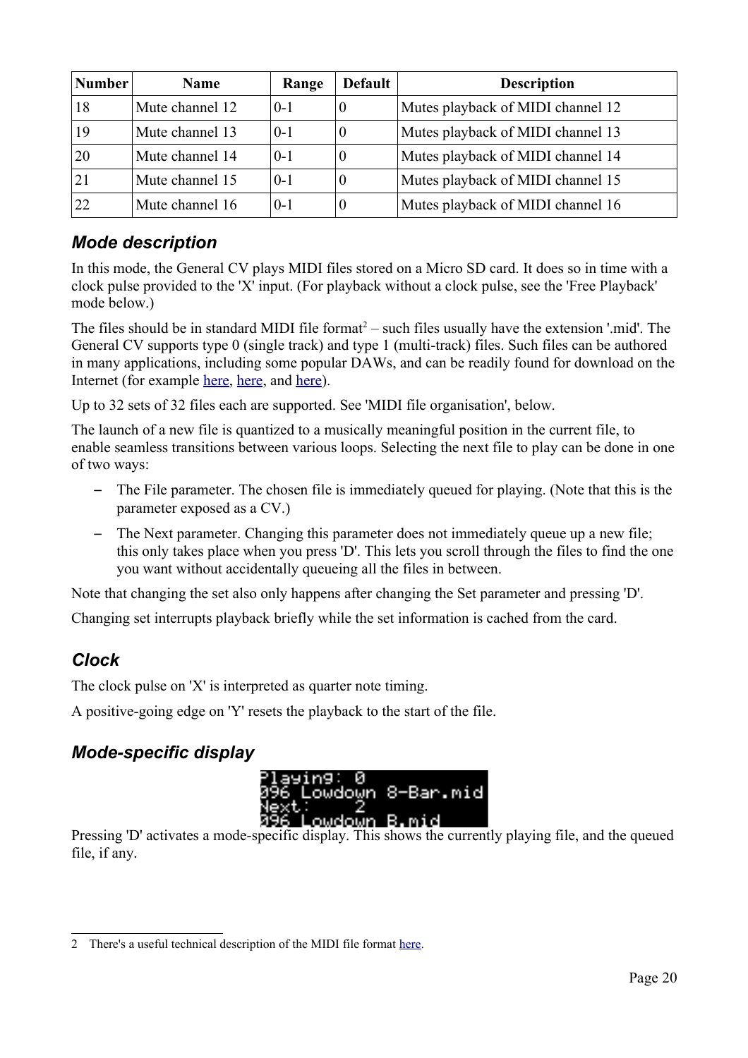| Number | Name | Range | Default | Description |
|---|---|---|---|---|
| 18 | Mute channel 12 | 0-1 | 0 | Mutes playback of MIDI channel 12 |
| 19 | Mute channel 13 | 0-1 | 0 | Mutes playback of MIDI channel 13 |
| 20 | Mute channel 14 | 0-1 | 0 | Mutes playback of MIDI channel 14 |
| 21 | Mute channel 15 | 0-1 | 0 | Mutes playback of MIDI channel 15 |
| 22 | Mute channel 16 | 0-1 | 0 | Mutes playback of MIDI channel 16 |

### *Mode description*

In this mode, the General CV plays MIDI files stored on a Micro SD card. It does so in time with a clock pulse provided to the 'X' input. (For playback without a clock pulse, see the 'Free Playback' mode below.)

The files should be in standard MIDI file format[2] – such files usually have the extension '.mid'. The General CV supports type 0 (single track) and type 1 (multi-track) files. Such files can be authored in many applications, including some popular DAWs, and can be readily found for download on the Internet (for example here, here, and here).

Up to 32 sets of 32 files each are supported. See 'MIDI file organisation', below.

The launch of a new file is quantized to a musically meaningful position in the current file, to enable seamless transitions between various loops. Selecting the next file to play can be done in one of two ways:

- The File parameter. The chosen file is immediately queued for playing. (Note that this is the parameter exposed as a CV.)
- The Next parameter. Changing this parameter does not immediately queue up a new file; this only takes place when you press 'D'. This lets you scroll through the files to find the one you want without accidentally queueing all the files in between.

Note that changing the set also only happens after changing the Set parameter and pressing 'D'.

Changing set interrupts playback briefly while the set information is cached from the card.

### *Clock*

The clock pulse on 'X' is interpreted as quarter note timing.

A positive-going edge on 'Y' resets the playback to the start of the file.

### *Mode-specific display*

```
Playing: 0
096 Lowdown 8-Bar.mid
Next:    2
096 Lowdown B.mid
```

Pressing 'D' activates a mode-specific display. This shows the currently playing file, and the queued file, if any.

2 There's a useful technical description of the MIDI file format here.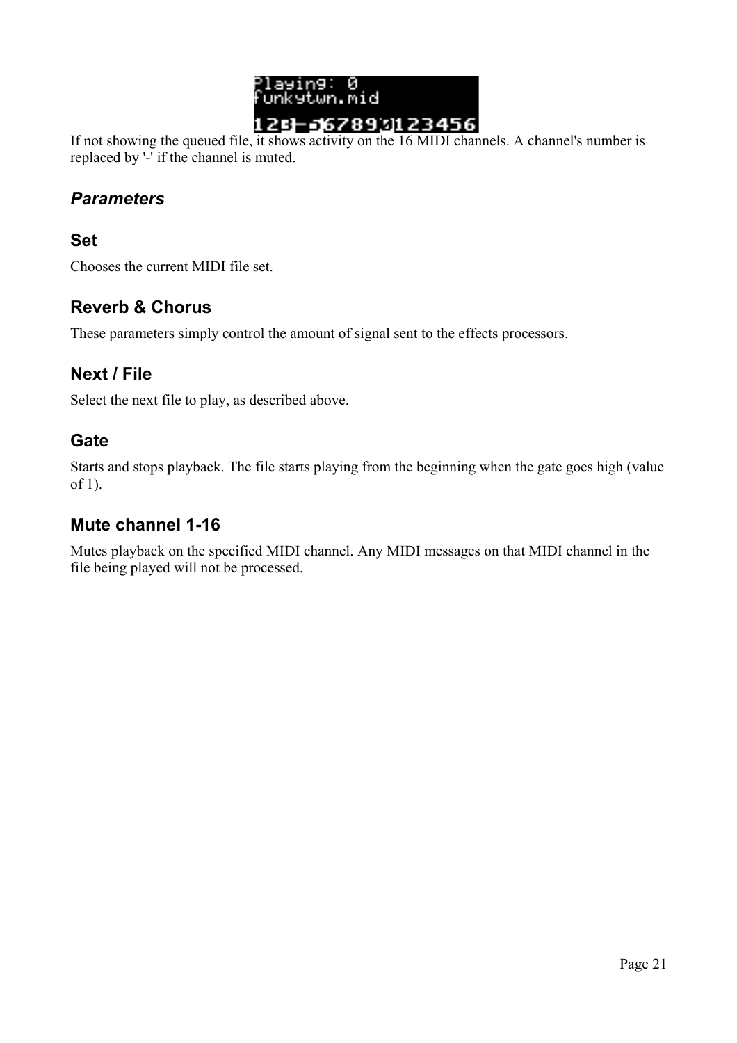If not showing the queued file, it shows activity on the 16 MIDI channels. A channel's number is replaced by '-' if the channel is muted.

## *Parameters*

### Set

Chooses the current MIDI file set.

### Reverb & Chorus

These parameters simply control the amount of signal sent to the effects processors.

### Next / File

Select the next file to play, as described above.

### Gate

Starts and stops playback. The file starts playing from the beginning when the gate goes high (value of 1).

### Mute channel 1-16

Mutes playback on the specified MIDI channel. Any MIDI messages on that MIDI channel in the file being played will not be processed.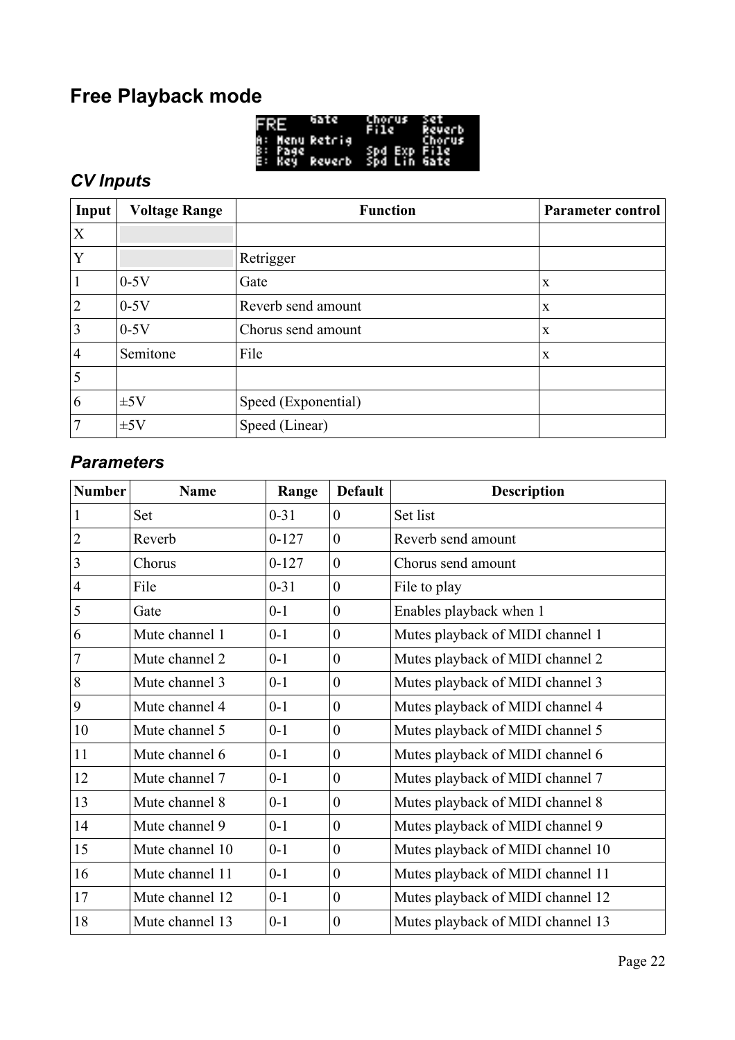## Free Playback mode

### *CV Inputs*

| Input | Voltage Range | Function | Parameter control |
|---|---|---|---|
| X | | | |
| Y | | Retrigger | |
| 1 | 0-5V | Gate | x |
| 2 | 0-5V | Reverb send amount | x |
| 3 | 0-5V | Chorus send amount | x |
| 4 | Semitone | File | x |
| 5 | | | |
| 6 | ±5V | Speed (Exponential) | |
| 7 | ±5V | Speed (Linear) | |

### *Parameters*

| Number | Name | Range | Default | Description |
|---|---|---|---|---|
| 1 | Set | 0-31 | 0 | Set list |
| 2 | Reverb | 0-127 | 0 | Reverb send amount |
| 3 | Chorus | 0-127 | 0 | Chorus send amount |
| 4 | File | 0-31 | 0 | File to play |
| 5 | Gate | 0-1 | 0 | Enables playback when 1 |
| 6 | Mute channel 1 | 0-1 | 0 | Mutes playback of MIDI channel 1 |
| 7 | Mute channel 2 | 0-1 | 0 | Mutes playback of MIDI channel 2 |
| 8 | Mute channel 3 | 0-1 | 0 | Mutes playback of MIDI channel 3 |
| 9 | Mute channel 4 | 0-1 | 0 | Mutes playback of MIDI channel 4 |
| 10 | Mute channel 5 | 0-1 | 0 | Mutes playback of MIDI channel 5 |
| 11 | Mute channel 6 | 0-1 | 0 | Mutes playback of MIDI channel 6 |
| 12 | Mute channel 7 | 0-1 | 0 | Mutes playback of MIDI channel 7 |
| 13 | Mute channel 8 | 0-1 | 0 | Mutes playback of MIDI channel 8 |
| 14 | Mute channel 9 | 0-1 | 0 | Mutes playback of MIDI channel 9 |
| 15 | Mute channel 10 | 0-1 | 0 | Mutes playback of MIDI channel 10 |
| 16 | Mute channel 11 | 0-1 | 0 | Mutes playback of MIDI channel 11 |
| 17 | Mute channel 12 | 0-1 | 0 | Mutes playback of MIDI channel 12 |
| 18 | Mute channel 13 | 0-1 | 0 | Mutes playback of MIDI channel 13 |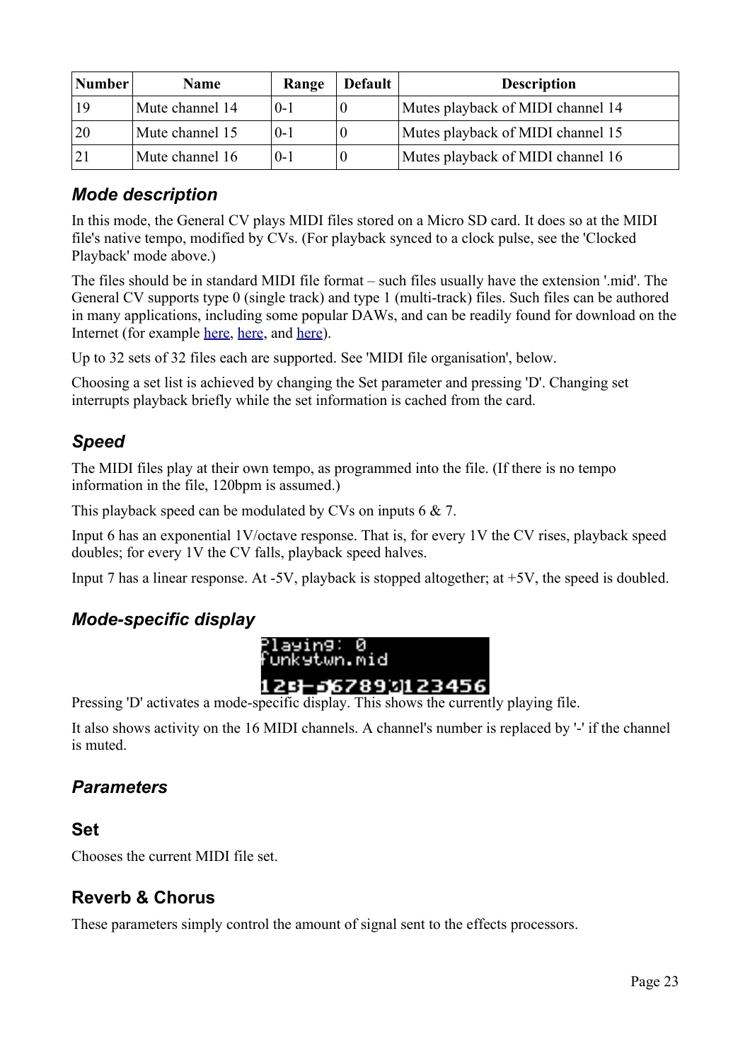| Number | Name | Range | Default | Description |
|---|---|---|---|---|
| 19 | Mute channel 14 | 0-1 | 0 | Mutes playback of MIDI channel 14 |
| 20 | Mute channel 15 | 0-1 | 0 | Mutes playback of MIDI channel 15 |
| 21 | Mute channel 16 | 0-1 | 0 | Mutes playback of MIDI channel 16 |

### *Mode description*

In this mode, the General CV plays MIDI files stored on a Micro SD card. It does so at the MIDI file's native tempo, modified by CVs. (For playback synced to a clock pulse, see the 'Clocked Playback' mode above.)

The files should be in standard MIDI file format – such files usually have the extension '.mid'. The General CV supports type 0 (single track) and type 1 (multi-track) files. Such files can be authored in many applications, including some popular DAWs, and can be readily found for download on the Internet (for example here, here, and here).

Up to 32 sets of 32 files each are supported. See 'MIDI file organisation', below.

Choosing a set list is achieved by changing the Set parameter and pressing 'D'. Changing set interrupts playback briefly while the set information is cached from the card.

### *Speed*

The MIDI files play at their own tempo, as programmed into the file. (If there is no tempo information in the file, 120bpm is assumed.)

This playback speed can be modulated by CVs on inputs 6 & 7.

Input 6 has an exponential 1V/octave response. That is, for every 1V the CV rises, playback speed doubles; for every 1V the CV falls, playback speed halves.

Input 7 has a linear response. At -5V, playback is stopped altogether; at +5V, the speed is doubled.

### *Mode-specific display*

Pressing 'D' activates a mode-specific display. This shows the currently playing file.

It also shows activity on the 16 MIDI channels. A channel's number is replaced by '-' if the channel is muted.

### *Parameters*

#### Set

Chooses the current MIDI file set.

#### Reverb & Chorus

These parameters simply control the amount of signal sent to the effects processors.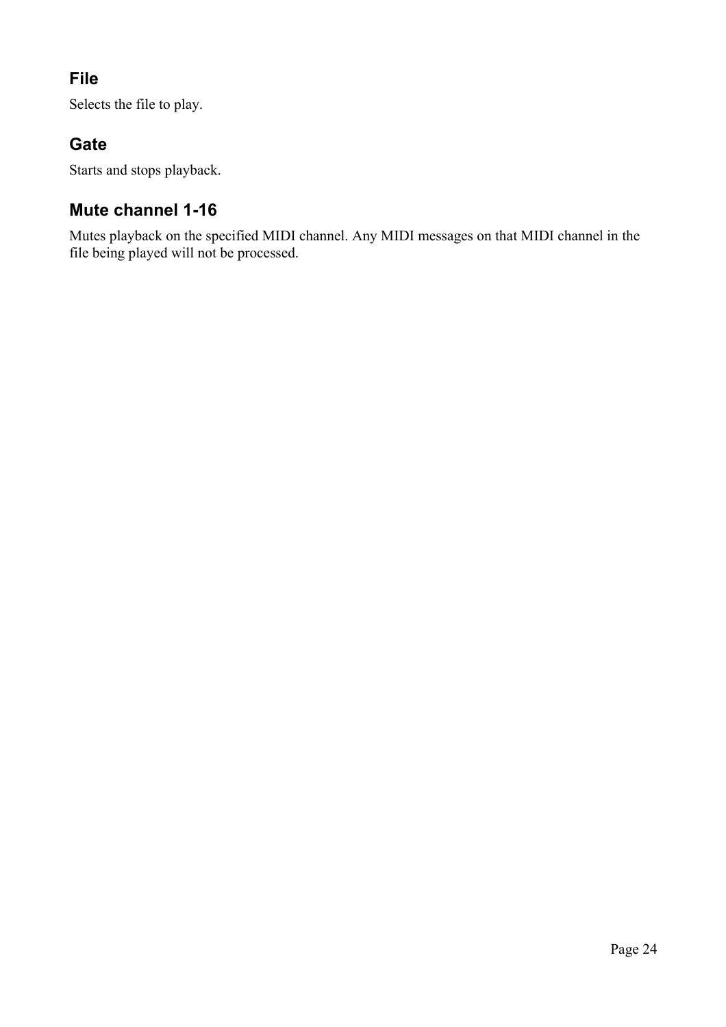### File

Selects the file to play.

### Gate

Starts and stops playback.

### Mute channel 1-16

Mutes playback on the specified MIDI channel. Any MIDI messages on that MIDI channel in the file being played will not be processed.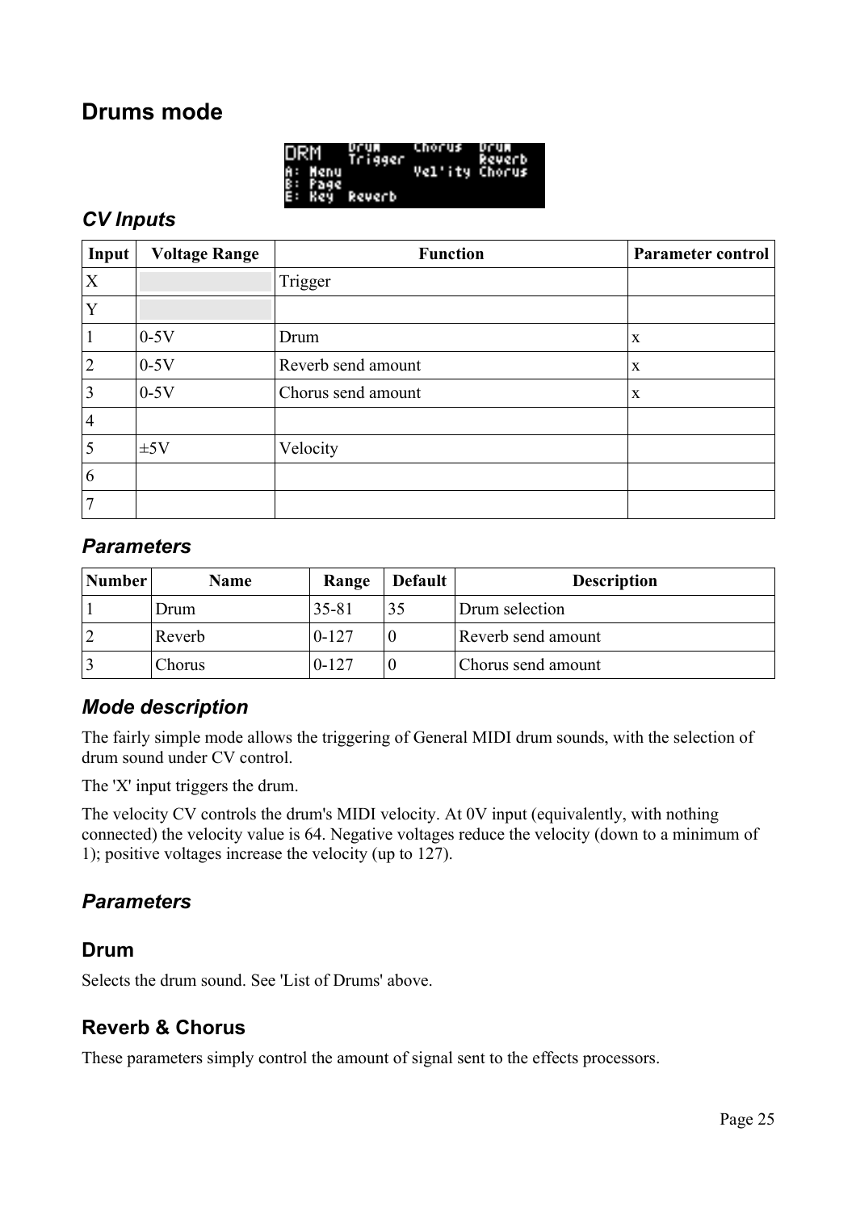## Drums mode

### *CV Inputs*

| Input | Voltage Range | Function | Parameter control |
|---|---|---|---|
| X | | Trigger | |
| Y | | | |
| 1 | 0-5V | Drum | x |
| 2 | 0-5V | Reverb send amount | x |
| 3 | 0-5V | Chorus send amount | x |
| 4 | | | |
| 5 | ±5V | Velocity | |
| 6 | | | |
| 7 | | | |

### *Parameters*

| Number | Name | Range | Default | Description |
|---|---|---|---|---|
| 1 | Drum | 35-81 | 35 | Drum selection |
| 2 | Reverb | 0-127 | 0 | Reverb send amount |
| 3 | Chorus | 0-127 | 0 | Chorus send amount |

### *Mode description*

The fairly simple mode allows the triggering of General MIDI drum sounds, with the selection of drum sound under CV control.

The 'X' input triggers the drum.

The velocity CV controls the drum's MIDI velocity. At 0V input (equivalently, with nothing connected) the velocity value is 64. Negative voltages reduce the velocity (down to a minimum of 1); positive voltages increase the velocity (up to 127).

### *Parameters*

## Drum

Selects the drum sound. See 'List of Drums' above.

## Reverb & Chorus

These parameters simply control the amount of signal sent to the effects processors.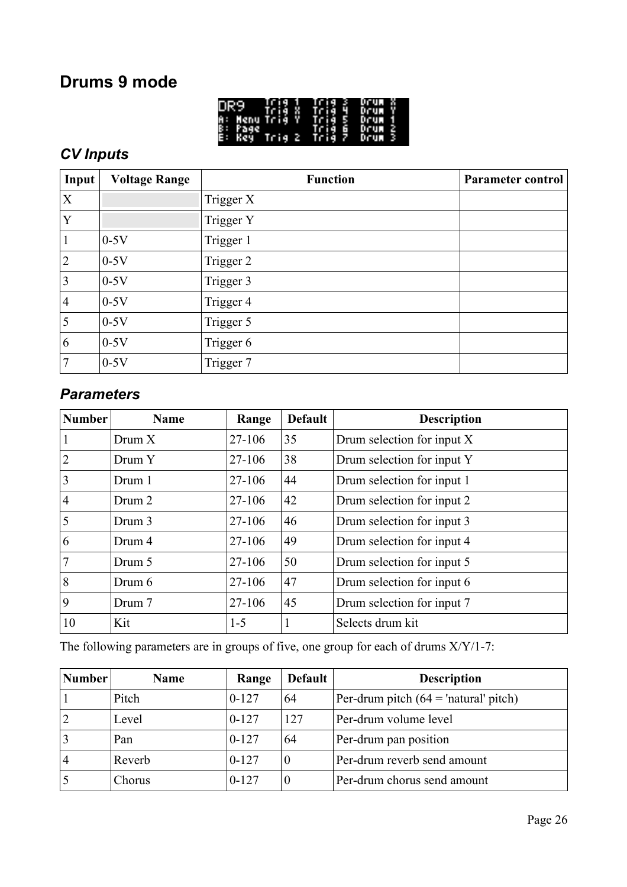## Drums 9 mode

### CV Inputs

| Input | Voltage Range | Function | Parameter control |
|---|---|---|---|
| X | | Trigger X | |
| Y | | Trigger Y | |
| 1 | 0-5V | Trigger 1 | |
| 2 | 0-5V | Trigger 2 | |
| 3 | 0-5V | Trigger 3 | |
| 4 | 0-5V | Trigger 4 | |
| 5 | 0-5V | Trigger 5 | |
| 6 | 0-5V | Trigger 6 | |
| 7 | 0-5V | Trigger 7 | |

### Parameters

| Number | Name | Range | Default | Description |
|---|---|---|---|---|
| 1 | Drum X | 27-106 | 35 | Drum selection for input X |
| 2 | Drum Y | 27-106 | 38 | Drum selection for input Y |
| 3 | Drum 1 | 27-106 | 44 | Drum selection for input 1 |
| 4 | Drum 2 | 27-106 | 42 | Drum selection for input 2 |
| 5 | Drum 3 | 27-106 | 46 | Drum selection for input 3 |
| 6 | Drum 4 | 27-106 | 49 | Drum selection for input 4 |
| 7 | Drum 5 | 27-106 | 50 | Drum selection for input 5 |
| 8 | Drum 6 | 27-106 | 47 | Drum selection for input 6 |
| 9 | Drum 7 | 27-106 | 45 | Drum selection for input 7 |
| 10 | Kit | 1-5 | 1 | Selects drum kit |

The following parameters are in groups of five, one group for each of drums X/Y/1-7:

| Number | Name | Range | Default | Description |
|---|---|---|---|---|
| 1 | Pitch | 0-127 | 64 | Per-drum pitch (64 = 'natural' pitch) |
| 2 | Level | 0-127 | 127 | Per-drum volume level |
| 3 | Pan | 0-127 | 64 | Per-drum pan position |
| 4 | Reverb | 0-127 | 0 | Per-drum reverb send amount |
| 5 | Chorus | 0-127 | 0 | Per-drum chorus send amount |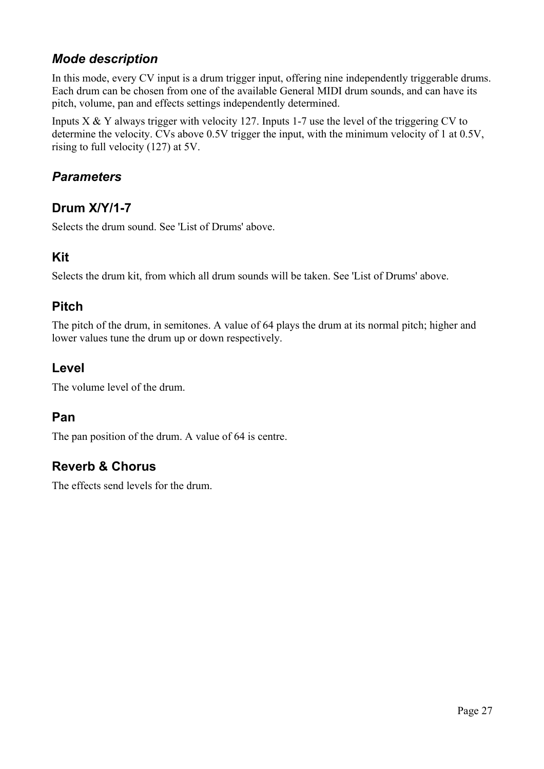### *Mode description*

In this mode, every CV input is a drum trigger input, offering nine independently triggerable drums. Each drum can be chosen from one of the available General MIDI drum sounds, and can have its pitch, volume, pan and effects settings independently determined.

Inputs X & Y always trigger with velocity 127. Inputs 1-7 use the level of the triggering CV to determine the velocity. CVs above 0.5V trigger the input, with the minimum velocity of 1 at 0.5V, rising to full velocity (127) at 5V.

### *Parameters*

### Drum X/Y/1-7

Selects the drum sound. See 'List of Drums' above.

### Kit

Selects the drum kit, from which all drum sounds will be taken. See 'List of Drums' above.

### Pitch

The pitch of the drum, in semitones. A value of 64 plays the drum at its normal pitch; higher and lower values tune the drum up or down respectively.

### Level

The volume level of the drum.

### Pan

The pan position of the drum. A value of 64 is centre.

### Reverb & Chorus

The effects send levels for the drum.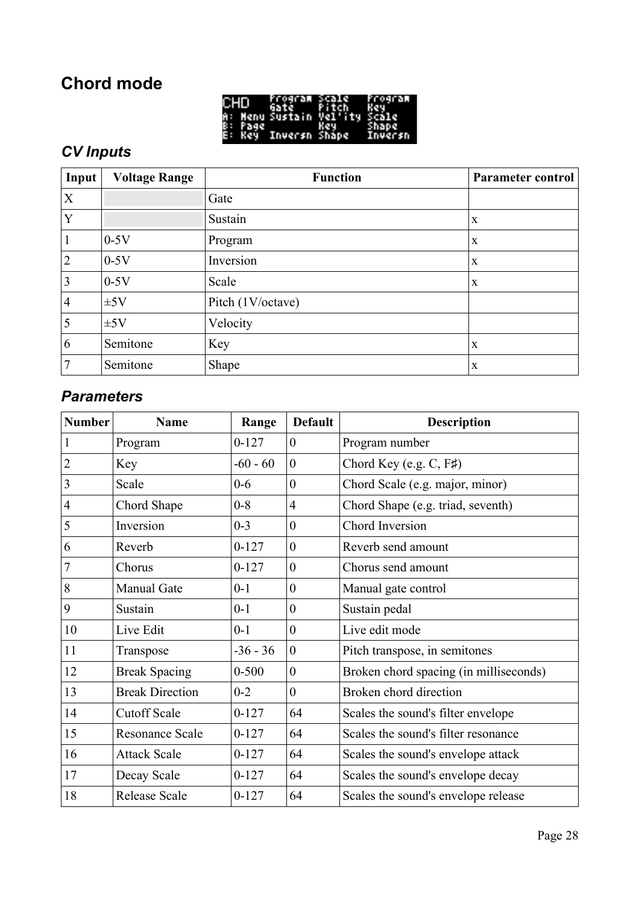## Chord mode

### *CV Inputs*

| Input | Voltage Range | Function | Parameter control |
|---|---|---|---|
| X | | Gate | |
| Y | | Sustain | x |
| 1 | 0-5V | Program | x |
| 2 | 0-5V | Inversion | x |
| 3 | 0-5V | Scale | x |
| 4 | ±5V | Pitch (1V/octave) | |
| 5 | ±5V | Velocity | |
| 6 | Semitone | Key | x |
| 7 | Semitone | Shape | x |

### *Parameters*

| Number | Name | Range | Default | Description |
|---|---|---|---|---|
| 1 | Program | 0-127 | 0 | Program number |
| 2 | Key | -60 - 60 | 0 | Chord Key (e.g. C, F♯) |
| 3 | Scale | 0-6 | 0 | Chord Scale (e.g. major, minor) |
| 4 | Chord Shape | 0-8 | 4 | Chord Shape (e.g. triad, seventh) |
| 5 | Inversion | 0-3 | 0 | Chord Inversion |
| 6 | Reverb | 0-127 | 0 | Reverb send amount |
| 7 | Chorus | 0-127 | 0 | Chorus send amount |
| 8 | Manual Gate | 0-1 | 0 | Manual gate control |
| 9 | Sustain | 0-1 | 0 | Sustain pedal |
| 10 | Live Edit | 0-1 | 0 | Live edit mode |
| 11 | Transpose | -36 - 36 | 0 | Pitch transpose, in semitones |
| 12 | Break Spacing | 0-500 | 0 | Broken chord spacing (in milliseconds) |
| 13 | Break Direction | 0-2 | 0 | Broken chord direction |
| 14 | Cutoff Scale | 0-127 | 64 | Scales the sound's filter envelope |
| 15 | Resonance Scale | 0-127 | 64 | Scales the sound's filter resonance |
| 16 | Attack Scale | 0-127 | 64 | Scales the sound's envelope attack |
| 17 | Decay Scale | 0-127 | 64 | Scales the sound's envelope decay |
| 18 | Release Scale | 0-127 | 64 | Scales the sound's envelope release |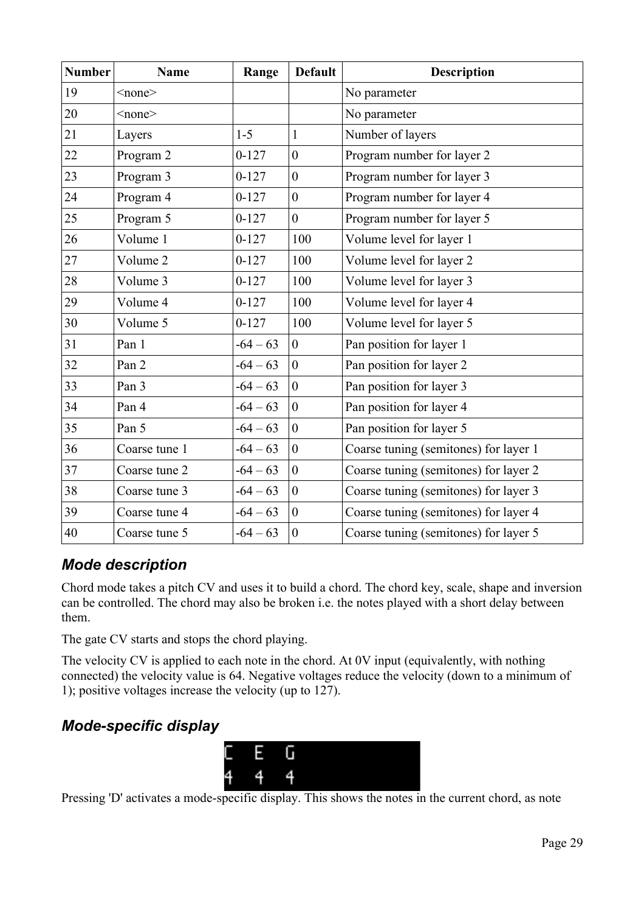| Number | Name | Range | Default | Description |
|---|---|---|---|---|
| 19 | <none> | | | No parameter |
| 20 | <none> | | | No parameter |
| 21 | Layers | 1-5 | 1 | Number of layers |
| 22 | Program 2 | 0-127 | 0 | Program number for layer 2 |
| 23 | Program 3 | 0-127 | 0 | Program number for layer 3 |
| 24 | Program 4 | 0-127 | 0 | Program number for layer 4 |
| 25 | Program 5 | 0-127 | 0 | Program number for layer 5 |
| 26 | Volume 1 | 0-127 | 100 | Volume level for layer 1 |
| 27 | Volume 2 | 0-127 | 100 | Volume level for layer 2 |
| 28 | Volume 3 | 0-127 | 100 | Volume level for layer 3 |
| 29 | Volume 4 | 0-127 | 100 | Volume level for layer 4 |
| 30 | Volume 5 | 0-127 | 100 | Volume level for layer 5 |
| 31 | Pan 1 | -64 – 63 | 0 | Pan position for layer 1 |
| 32 | Pan 2 | -64 – 63 | 0 | Pan position for layer 2 |
| 33 | Pan 3 | -64 – 63 | 0 | Pan position for layer 3 |
| 34 | Pan 4 | -64 – 63 | 0 | Pan position for layer 4 |
| 35 | Pan 5 | -64 – 63 | 0 | Pan position for layer 5 |
| 36 | Coarse tune 1 | -64 – 63 | 0 | Coarse tuning (semitones) for layer 1 |
| 37 | Coarse tune 2 | -64 – 63 | 0 | Coarse tuning (semitones) for layer 2 |
| 38 | Coarse tune 3 | -64 – 63 | 0 | Coarse tuning (semitones) for layer 3 |
| 39 | Coarse tune 4 | -64 – 63 | 0 | Coarse tuning (semitones) for layer 4 |
| 40 | Coarse tune 5 | -64 – 63 | 0 | Coarse tuning (semitones) for layer 5 |

### *Mode description*

Chord mode takes a pitch CV and uses it to build a chord. The chord key, scale, shape and inversion can be controlled. The chord may also be broken i.e. the notes played with a short delay between them.

The gate CV starts and stops the chord playing.

The velocity CV is applied to each note in the chord. At 0V input (equivalently, with nothing connected) the velocity value is 64. Negative voltages reduce the velocity (down to a minimum of 1); positive voltages increase the velocity (up to 127).

### *Mode-specific display*

```
C   E   G
4   4   4
```

Pressing 'D' activates a mode-specific display. This shows the notes in the current chord, as note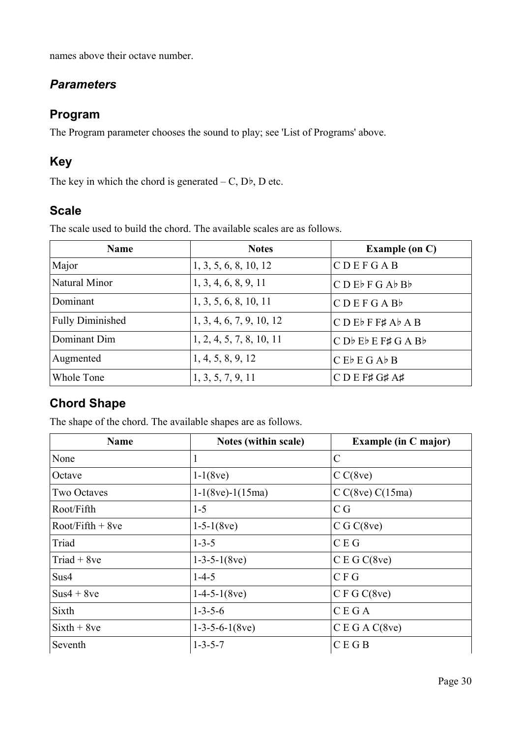names above their octave number.

## *Parameters*

### Program

The Program parameter chooses the sound to play; see 'List of Programs' above.

### Key

The key in which the chord is generated – C, D♭, D etc.

### Scale

The scale used to build the chord. The available scales are as follows.

| Name | Notes | Example (on C) |
|---|---|---|
| Major | 1, 3, 5, 6, 8, 10, 12 | C D E F G A B |
| Natural Minor | 1, 3, 4, 6, 8, 9, 11 | C D E♭ F G A♭ B♭ |
| Dominant | 1, 3, 5, 6, 8, 10, 11 | C D E F G A B♭ |
| Fully Diminished | 1, 3, 4, 6, 7, 9, 10, 12 | C D E♭ F F♯ A♭ A B |
| Dominant Dim | 1, 2, 4, 5, 7, 8, 10, 11 | C D♭ E♭ E F♯ G A B♭ |
| Augmented | 1, 4, 5, 8, 9, 12 | C E♭ E G A♭ B |
| Whole Tone | 1, 3, 5, 7, 9, 11 | C D E F♯ G♯ A♯ |

### Chord Shape

The shape of the chord. The available shapes are as follows.

| Name | Notes (within scale) | Example (in C major) |
|---|---|---|
| None | 1 | C |
| Octave | 1-1(8ve) | C C(8ve) |
| Two Octaves | 1-1(8ve)-1(15ma) | C C(8ve) C(15ma) |
| Root/Fifth | 1-5 | C G |
| Root/Fifth + 8ve | 1-5-1(8ve) | C G C(8ve) |
| Triad | 1-3-5 | C E G |
| Triad + 8ve | 1-3-5-1(8ve) | C E G C(8ve) |
| Sus4 | 1-4-5 | C F G |
| Sus4 + 8ve | 1-4-5-1(8ve) | C F G C(8ve) |
| Sixth | 1-3-5-6 | C E G A |
| Sixth + 8ve | 1-3-5-6-1(8ve) | C E G A C(8ve) |
| Seventh | 1-3-5-7 | C E G B |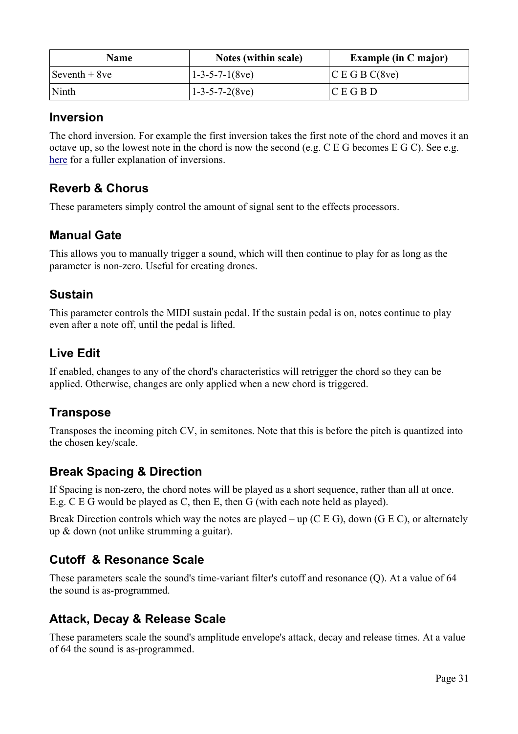| Name | Notes (within scale) | Example (in C major) |
|---|---|---|
| Seventh + 8ve | 1-3-5-7-1(8ve) | C E G B C(8ve) |
| Ninth | 1-3-5-7-2(8ve) | C E G B D |

## Inversion

The chord inversion. For example the first inversion takes the first note of the chord and moves it an octave up, so the lowest note in the chord is now the second (e.g. C E G becomes E G C). See e.g. here for a fuller explanation of inversions.

## Reverb & Chorus

These parameters simply control the amount of signal sent to the effects processors.

## Manual Gate

This allows you to manually trigger a sound, which will then continue to play for as long as the parameter is non-zero. Useful for creating drones.

## Sustain

This parameter controls the MIDI sustain pedal. If the sustain pedal is on, notes continue to play even after a note off, until the pedal is lifted.

## Live Edit

If enabled, changes to any of the chord's characteristics will retrigger the chord so they can be applied. Otherwise, changes are only applied when a new chord is triggered.

## Transpose

Transposes the incoming pitch CV, in semitones. Note that this is before the pitch is quantized into the chosen key/scale.

## Break Spacing & Direction

If Spacing is non-zero, the chord notes will be played as a short sequence, rather than all at once. E.g. C E G would be played as C, then E, then G (with each note held as played).

Break Direction controls which way the notes are played – up (C E G), down (G E C), or alternately up & down (not unlike strumming a guitar).

## Cutoff & Resonance Scale

These parameters scale the sound's time-variant filter's cutoff and resonance (Q). At a value of 64 the sound is as-programmed.

## Attack, Decay & Release Scale

These parameters scale the sound's amplitude envelope's attack, decay and release times. At a value of 64 the sound is as-programmed.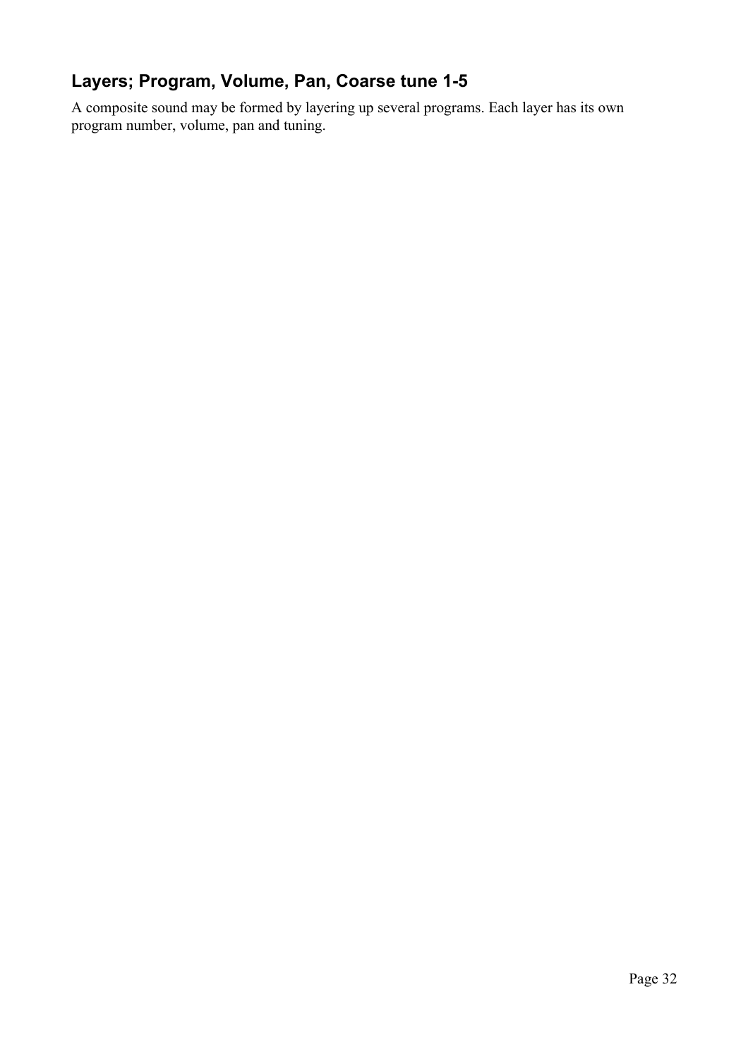## Layers; Program, Volume, Pan, Coarse tune 1-5

A composite sound may be formed by layering up several programs. Each layer has its own program number, volume, pan and tuning.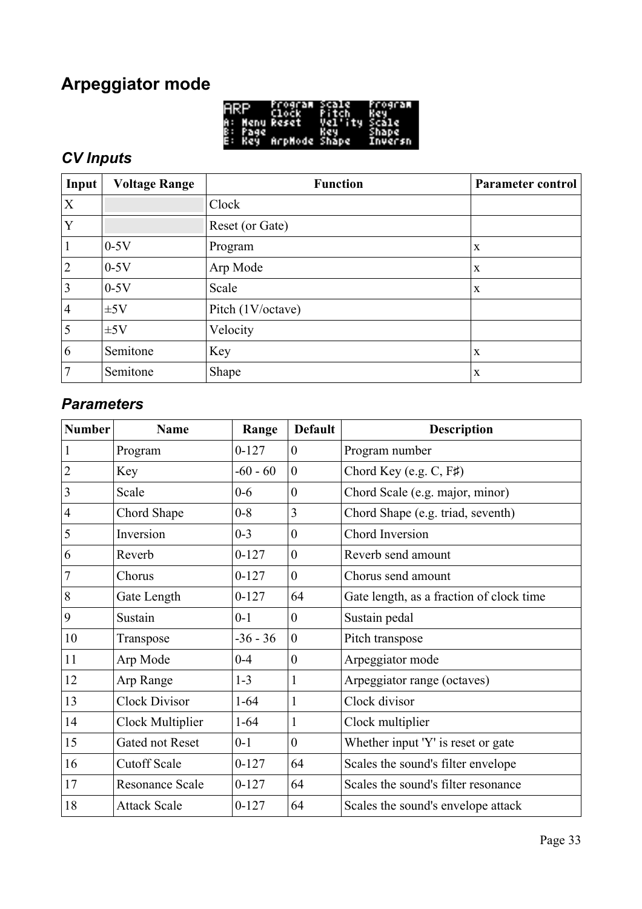# Arpeggiator mode

### *CV Inputs*

| Input | Voltage Range | Function | Parameter control |
|---|---|---|---|
| X | | Clock | |
| Y | | Reset (or Gate) | |
| 1 | 0-5V | Program | x |
| 2 | 0-5V | Arp Mode | x |
| 3 | 0-5V | Scale | x |
| 4 | ±5V | Pitch (1V/octave) | |
| 5 | ±5V | Velocity | |
| 6 | Semitone | Key | x |
| 7 | Semitone | Shape | x |

### *Parameters*

| Number | Name | Range | Default | Description |
|---|---|---|---|---|
| 1 | Program | 0-127 | 0 | Program number |
| 2 | Key | -60 - 60 | 0 | Chord Key (e.g. C, F♯) |
| 3 | Scale | 0-6 | 0 | Chord Scale (e.g. major, minor) |
| 4 | Chord Shape | 0-8 | 3 | Chord Shape (e.g. triad, seventh) |
| 5 | Inversion | 0-3 | 0 | Chord Inversion |
| 6 | Reverb | 0-127 | 0 | Reverb send amount |
| 7 | Chorus | 0-127 | 0 | Chorus send amount |
| 8 | Gate Length | 0-127 | 64 | Gate length, as a fraction of clock time |
| 9 | Sustain | 0-1 | 0 | Sustain pedal |
| 10 | Transpose | -36 - 36 | 0 | Pitch transpose |
| 11 | Arp Mode | 0-4 | 0 | Arpeggiator mode |
| 12 | Arp Range | 1-3 | 1 | Arpeggiator range (octaves) |
| 13 | Clock Divisor | 1-64 | 1 | Clock divisor |
| 14 | Clock Multiplier | 1-64 | 1 | Clock multiplier |
| 15 | Gated not Reset | 0-1 | 0 | Whether input 'Y' is reset or gate |
| 16 | Cutoff Scale | 0-127 | 64 | Scales the sound's filter envelope |
| 17 | Resonance Scale | 0-127 | 64 | Scales the sound's filter resonance |
| 18 | Attack Scale | 0-127 | 64 | Scales the sound's envelope attack |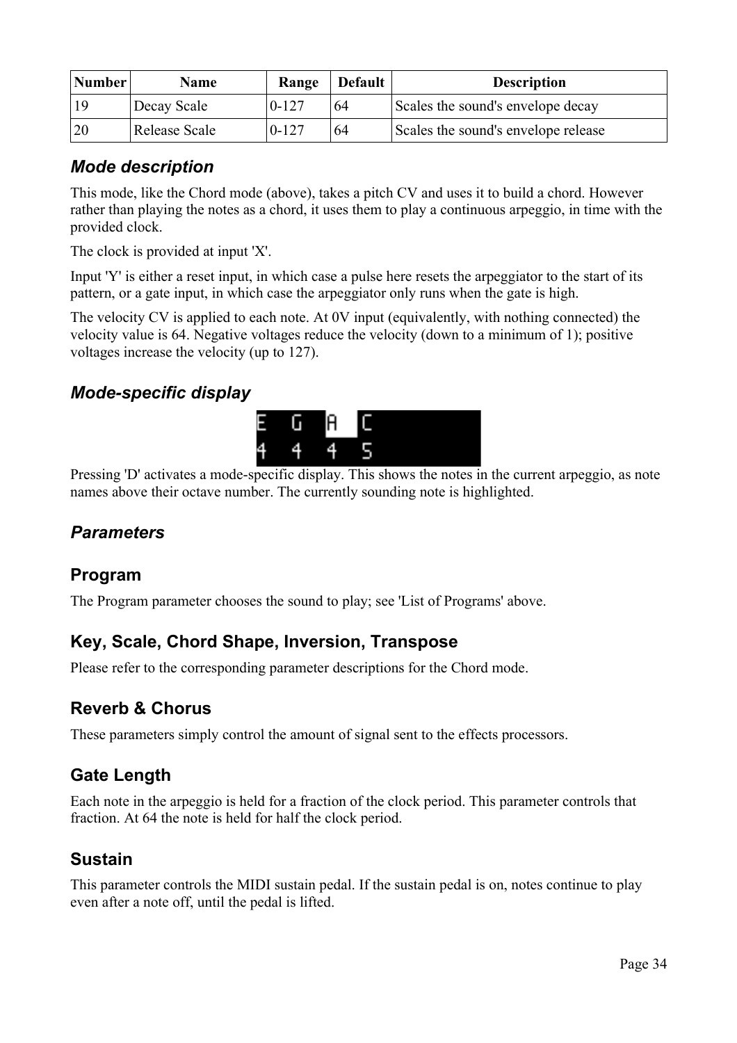| Number | Name | Range | Default | Description |
|---|---|---|---|---|
| 19 | Decay Scale | 0-127 | 64 | Scales the sound's envelope decay |
| 20 | Release Scale | 0-127 | 64 | Scales the sound's envelope release |

### *Mode description*

This mode, like the Chord mode (above), takes a pitch CV and uses it to build a chord. However rather than playing the notes as a chord, it uses them to play a continuous arpeggio, in time with the provided clock.

The clock is provided at input 'X'.

Input 'Y' is either a reset input, in which case a pulse here resets the arpeggiator to the start of its pattern, or a gate input, in which case the arpeggiator only runs when the gate is high.

The velocity CV is applied to each note. At 0V input (equivalently, with nothing connected) the velocity value is 64. Negative voltages reduce the velocity (down to a minimum of 1); positive voltages increase the velocity (up to 127).

### *Mode-specific display*

```
E  G  A  C
4  4  4  5
```

Pressing 'D' activates a mode-specific display. This shows the notes in the current arpeggio, as note names above their octave number. The currently sounding note is highlighted.

### *Parameters*

## Program

The Program parameter chooses the sound to play; see 'List of Programs' above.

## Key, Scale, Chord Shape, Inversion, Transpose

Please refer to the corresponding parameter descriptions for the Chord mode.

## Reverb & Chorus

These parameters simply control the amount of signal sent to the effects processors.

## Gate Length

Each note in the arpeggio is held for a fraction of the clock period. This parameter controls that fraction. At 64 the note is held for half the clock period.

## Sustain

This parameter controls the MIDI sustain pedal. If the sustain pedal is on, notes continue to play even after a note off, until the pedal is lifted.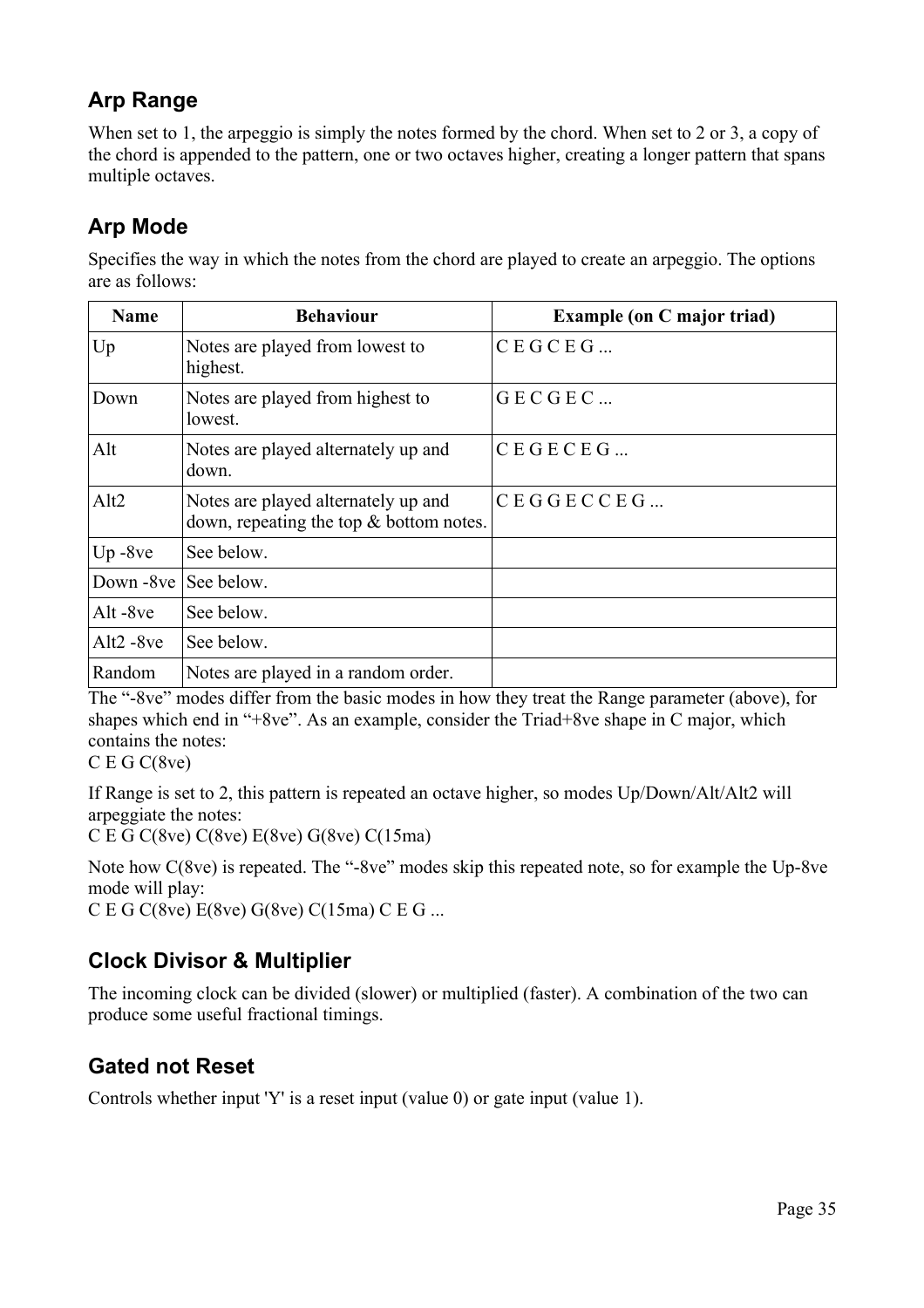## Arp Range

When set to 1, the arpeggio is simply the notes formed by the chord. When set to 2 or 3, a copy of the chord is appended to the pattern, one or two octaves higher, creating a longer pattern that spans multiple octaves.

## Arp Mode

Specifies the way in which the notes from the chord are played to create an arpeggio. The options are as follows:

| Name | Behaviour | Example (on C major triad) |
|---|---|---|
| Up | Notes are played from lowest to highest. | C E G C E G ... |
| Down | Notes are played from highest to lowest. | G E C G E C ... |
| Alt | Notes are played alternately up and down. | C E G E C E G ... |
| Alt2 | Notes are played alternately up and down, repeating the top & bottom notes. | C E G G E C C E G ... |
| Up -8ve | See below. | |
| Down -8ve | See below. | |
| Alt -8ve | See below. | |
| Alt2 -8ve | See below. | |
| Random | Notes are played in a random order. | |

The "-8ve" modes differ from the basic modes in how they treat the Range parameter (above), for shapes which end in "+8ve". As an example, consider the Triad+8ve shape in C major, which contains the notes:
C E G C(8ve)

If Range is set to 2, this pattern is repeated an octave higher, so modes Up/Down/Alt/Alt2 will arpeggiate the notes:
C E G C(8ve) C(8ve) E(8ve) G(8ve) C(15ma)

Note how C(8ve) is repeated. The "-8ve" modes skip this repeated note, so for example the Up-8ve mode will play:
C E G C(8ve) E(8ve) G(8ve) C(15ma) C E G ...

## Clock Divisor & Multiplier

The incoming clock can be divided (slower) or multiplied (faster). A combination of the two can produce some useful fractional timings.

## Gated not Reset

Controls whether input 'Y' is a reset input (value 0) or gate input (value 1).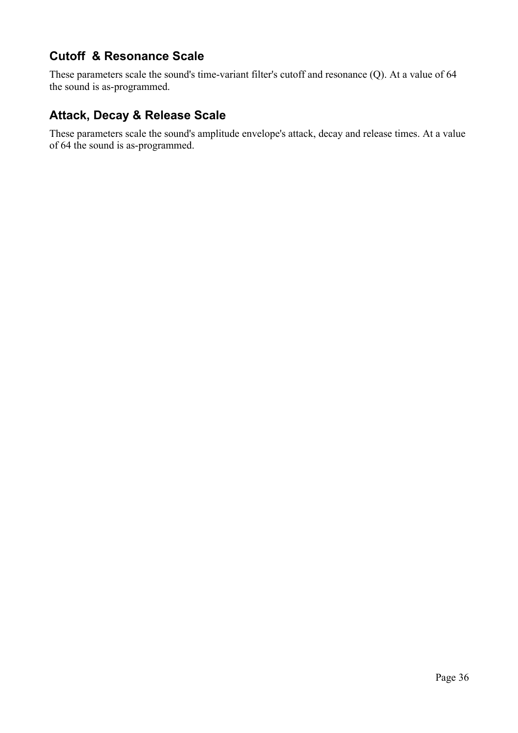## Cutoff  & Resonance Scale

These parameters scale the sound's time-variant filter's cutoff and resonance (Q). At a value of 64 the sound is as-programmed.

## Attack, Decay & Release Scale

These parameters scale the sound's amplitude envelope's attack, decay and release times. At a value of 64 the sound is as-programmed.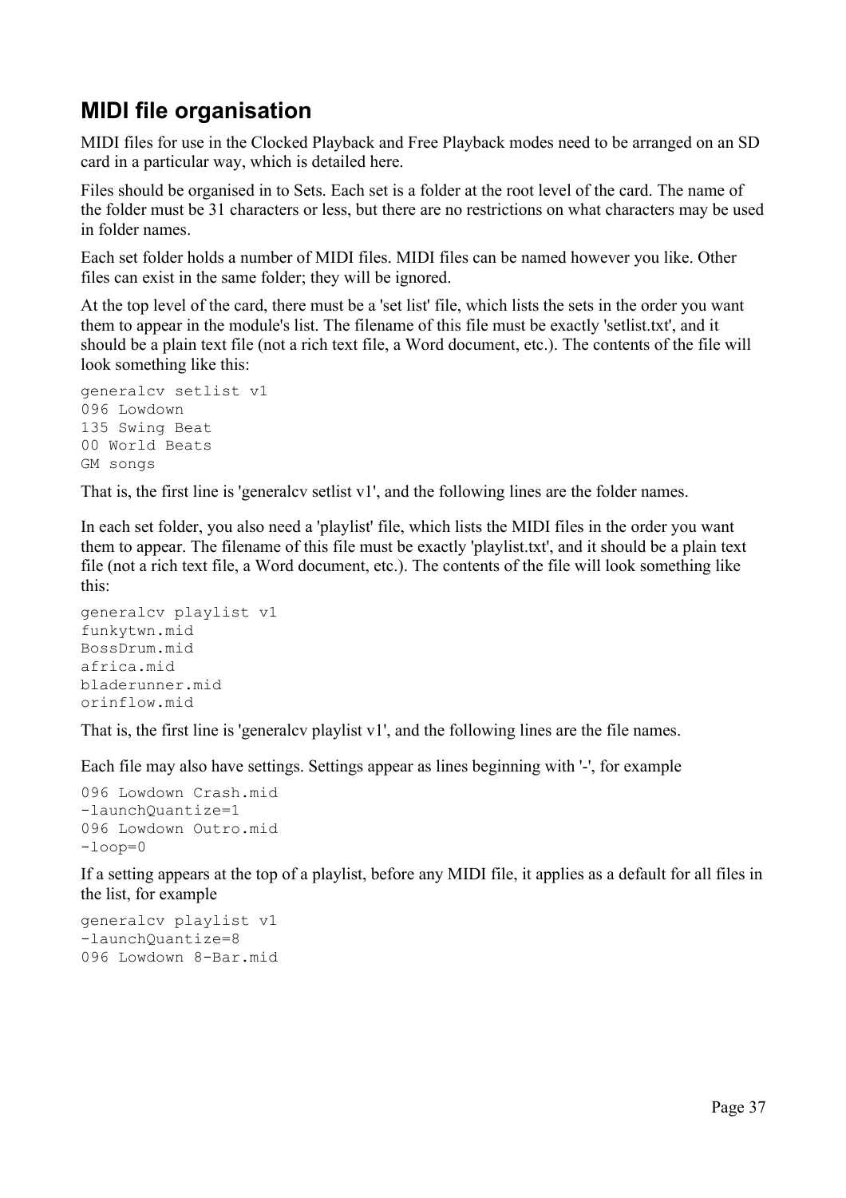## MIDI file organisation

MIDI files for use in the Clocked Playback and Free Playback modes need to be arranged on an SD card in a particular way, which is detailed here.

Files should be organised in to Sets. Each set is a folder at the root level of the card. The name of the folder must be 31 characters or less, but there are no restrictions on what characters may be used in folder names.

Each set folder holds a number of MIDI files. MIDI files can be named however you like. Other files can exist in the same folder; they will be ignored.

At the top level of the card, there must be a 'set list' file, which lists the sets in the order you want them to appear in the module's list. The filename of this file must be exactly 'setlist.txt', and it should be a plain text file (not a rich text file, a Word document, etc.). The contents of the file will look something like this:

```
generalcv setlist v1
096 Lowdown
135 Swing Beat
00 World Beats
GM songs
```

That is, the first line is 'generalcv setlist v1', and the following lines are the folder names.

In each set folder, you also need a 'playlist' file, which lists the MIDI files in the order you want them to appear. The filename of this file must be exactly 'playlist.txt', and it should be a plain text file (not a rich text file, a Word document, etc.). The contents of the file will look something like this:

```
generalcv playlist v1
funkytwn.mid
BossDrum.mid
africa.mid
bladerunner.mid
orinflow.mid
```

That is, the first line is 'generalcv playlist v1', and the following lines are the file names.

Each file may also have settings. Settings appear as lines beginning with '-', for example

```
096 Lowdown Crash.mid
-launchQuantize=1
096 Lowdown Outro.mid
-loop=0
```

If a setting appears at the top of a playlist, before any MIDI file, it applies as a default for all files in the list, for example

```
generalcv playlist v1
-launchQuantize=8
096 Lowdown 8-Bar.mid
```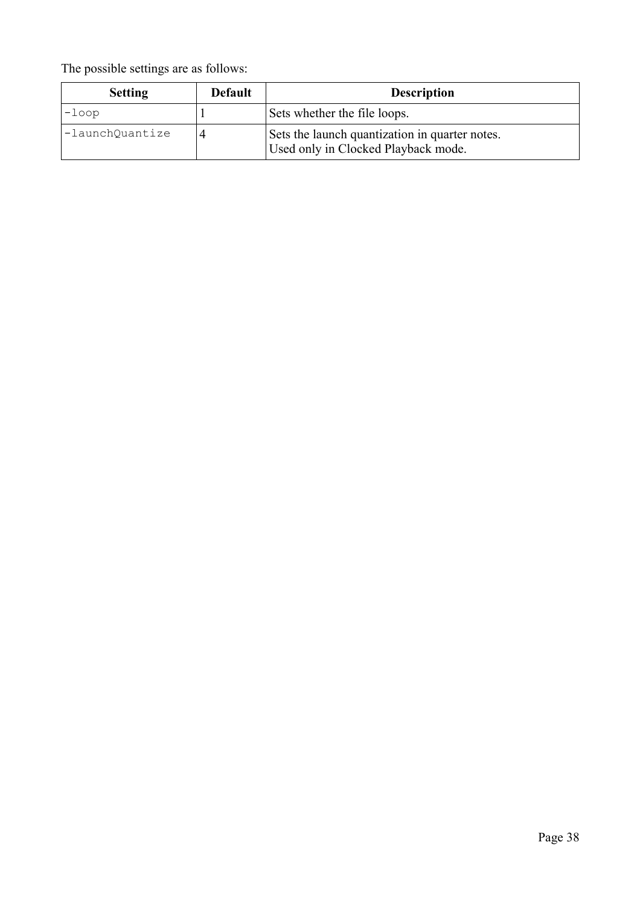The possible settings are as follows:

| Setting | Default | Description |
|---|---|---|
| `-loop` | 1 | Sets whether the file loops. |
| `-launchQuantize` | 4 | Sets the launch quantization in quarter notes. Used only in Clocked Playback mode. |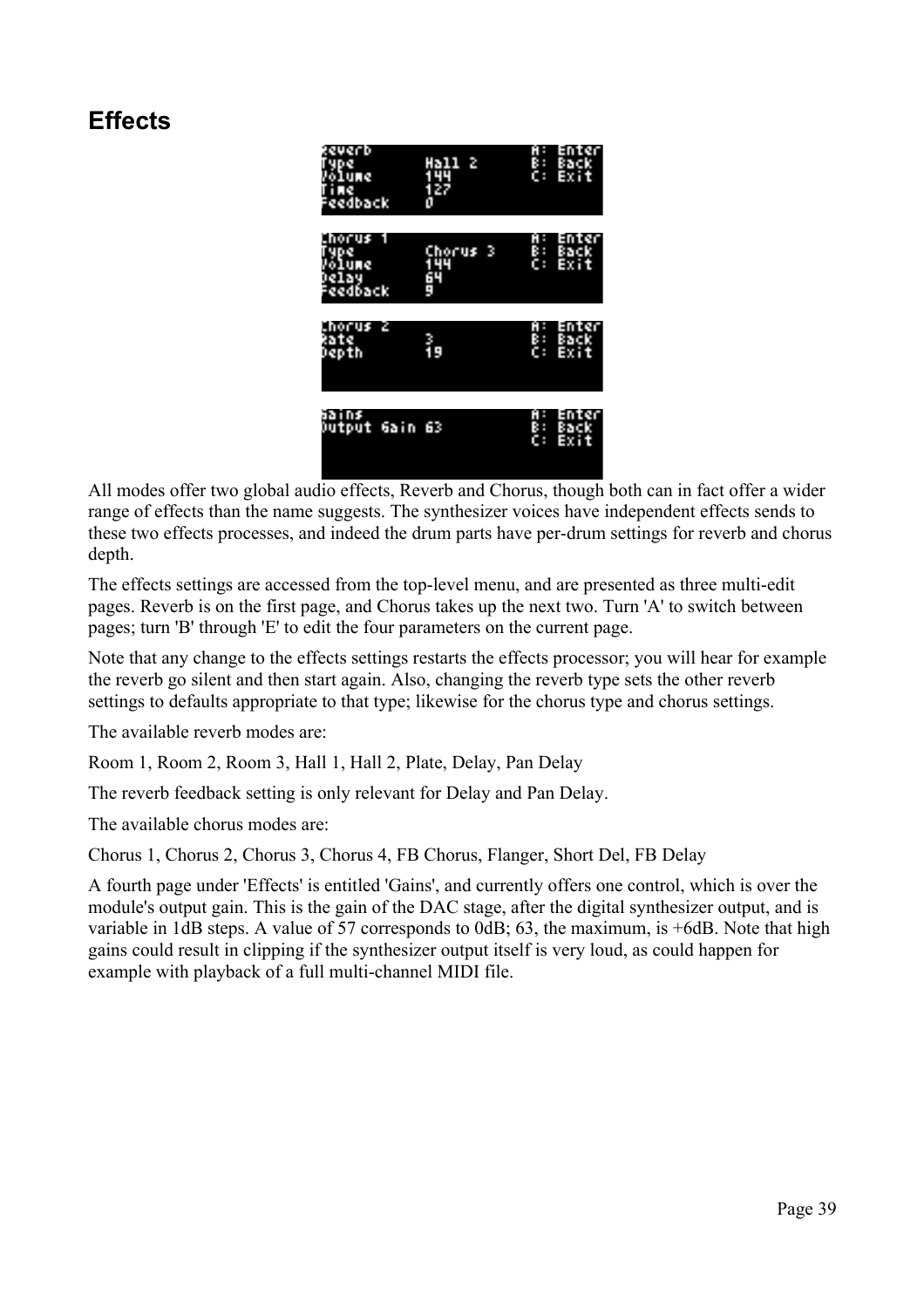# Effects

All modes offer two global audio effects, Reverb and Chorus, though both can in fact offer a wider range of effects than the name suggests. The synthesizer voices have independent effects sends to these two effects processes, and indeed the drum parts have per-drum settings for reverb and chorus depth.

The effects settings are accessed from the top-level menu, and are presented as three multi-edit pages. Reverb is on the first page, and Chorus takes up the next two. Turn 'A' to switch between pages; turn 'B' through 'E' to edit the four parameters on the current page.

Note that any change to the effects settings restarts the effects processor; you will hear for example the reverb go silent and then start again. Also, changing the reverb type sets the other reverb settings to defaults appropriate to that type; likewise for the chorus type and chorus settings.

The available reverb modes are:

Room 1, Room 2, Room 3, Hall 1, Hall 2, Plate, Delay, Pan Delay

The reverb feedback setting is only relevant for Delay and Pan Delay.

The available chorus modes are:

Chorus 1, Chorus 2, Chorus 3, Chorus 4, FB Chorus, Flanger, Short Del, FB Delay

A fourth page under 'Effects' is entitled 'Gains', and currently offers one control, which is over the module's output gain. This is the gain of the DAC stage, after the digital synthesizer output, and is variable in 1dB steps. A value of 57 corresponds to 0dB; 63, the maximum, is +6dB. Note that high gains could result in clipping if the synthesizer output itself is very loud, as could happen for example with playback of a full multi-channel MIDI file.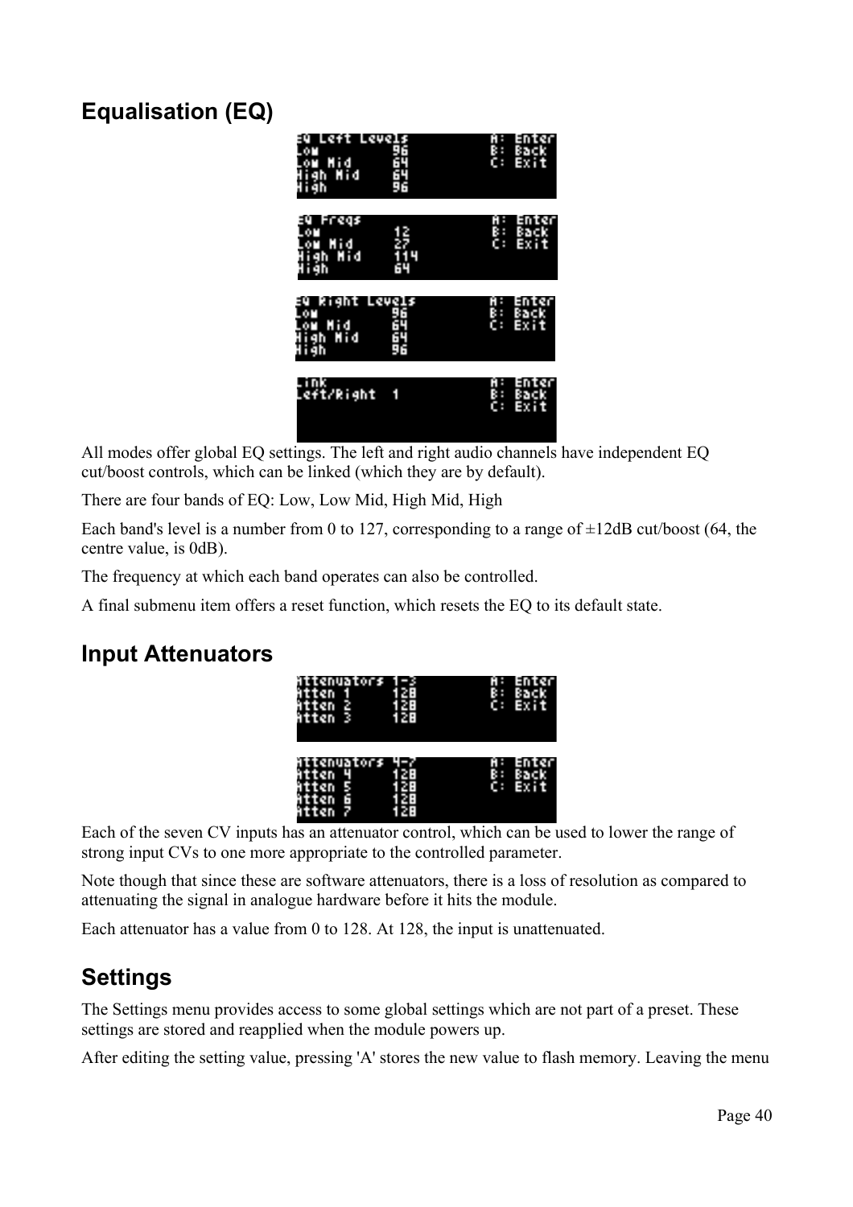## Equalisation (EQ)

All modes offer global EQ settings. The left and right audio channels have independent EQ cut/boost controls, which can be linked (which they are by default).

There are four bands of EQ: Low, Low Mid, High Mid, High

Each band's level is a number from 0 to 127, corresponding to a range of ±12dB cut/boost (64, the centre value, is 0dB).

The frequency at which each band operates can also be controlled.

A final submenu item offers a reset function, which resets the EQ to its default state.

## Input Attenuators

Each of the seven CV inputs has an attenuator control, which can be used to lower the range of strong input CVs to one more appropriate to the controlled parameter.

Note though that since these are software attenuators, there is a loss of resolution as compared to attenuating the signal in analogue hardware before it hits the module.

Each attenuator has a value from 0 to 128. At 128, the input is unattenuated.

## Settings

The Settings menu provides access to some global settings which are not part of a preset. These settings are stored and reapplied when the module powers up.

After editing the setting value, pressing 'A' stores the new value to flash memory. Leaving the menu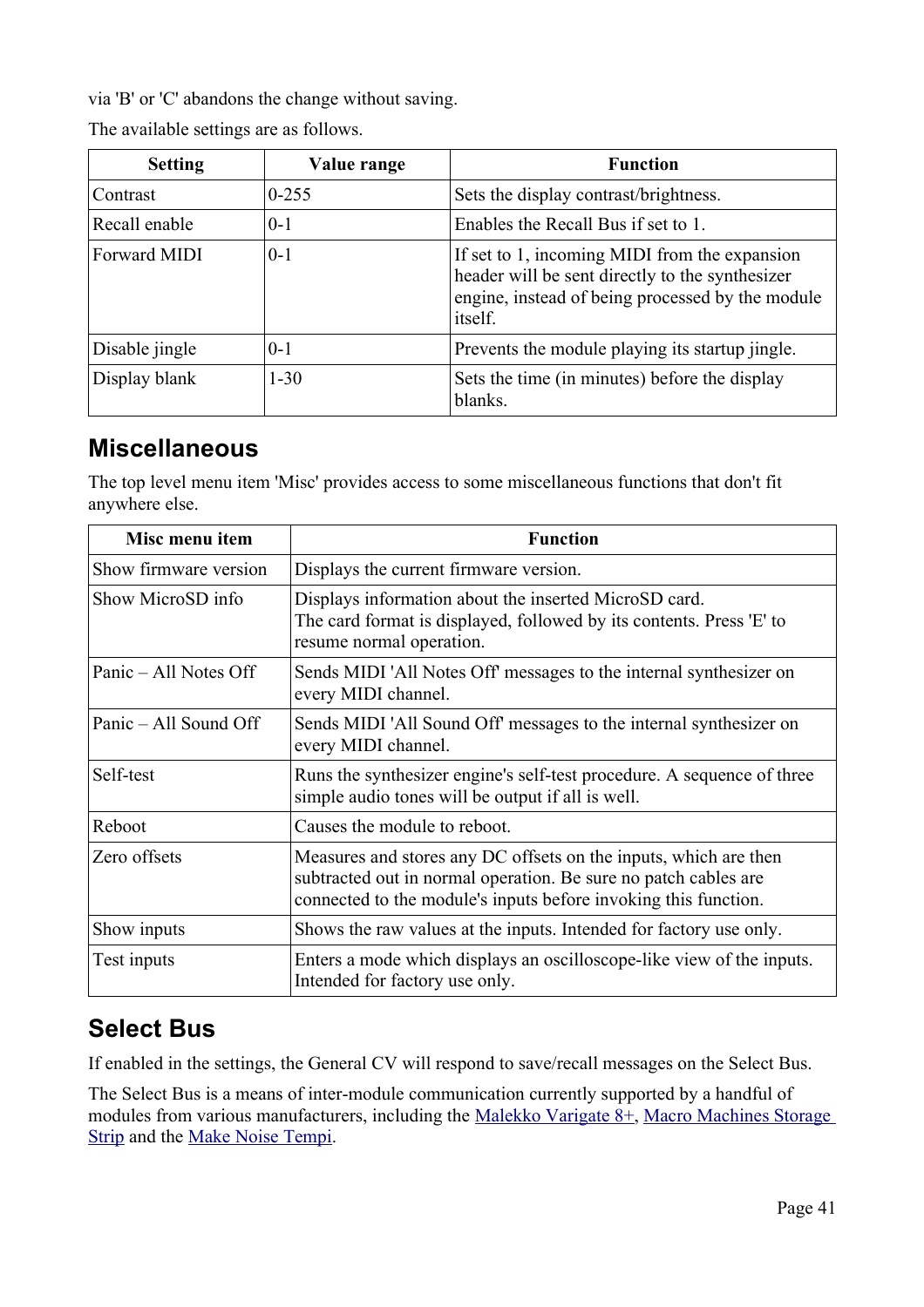via 'B' or 'C' abandons the change without saving.

The available settings are as follows.

| Setting | Value range | Function |
|---|---|---|
| Contrast | 0-255 | Sets the display contrast/brightness. |
| Recall enable | 0-1 | Enables the Recall Bus if set to 1. |
| Forward MIDI | 0-1 | If set to 1, incoming MIDI from the expansion header will be sent directly to the synthesizer engine, instead of being processed by the module itself. |
| Disable jingle | 0-1 | Prevents the module playing its startup jingle. |
| Display blank | 1-30 | Sets the time (in minutes) before the display blanks. |

## Miscellaneous

The top level menu item 'Misc' provides access to some miscellaneous functions that don't fit anywhere else.

| Misc menu item | Function |
|---|---|
| Show firmware version | Displays the current firmware version. |
| Show MicroSD info | Displays information about the inserted MicroSD card.<br>The card format is displayed, followed by its contents. Press 'E' to resume normal operation. |
| Panic – All Notes Off | Sends MIDI 'All Notes Off' messages to the internal synthesizer on every MIDI channel. |
| Panic – All Sound Off | Sends MIDI 'All Sound Off' messages to the internal synthesizer on every MIDI channel. |
| Self-test | Runs the synthesizer engine's self-test procedure. A sequence of three simple audio tones will be output if all is well. |
| Reboot | Causes the module to reboot. |
| Zero offsets | Measures and stores any DC offsets on the inputs, which are then subtracted out in normal operation. Be sure no patch cables are connected to the module's inputs before invoking this function. |
| Show inputs | Shows the raw values at the inputs. Intended for factory use only. |
| Test inputs | Enters a mode which displays an oscilloscope-like view of the inputs. Intended for factory use only. |

## Select Bus

If enabled in the settings, the General CV will respond to save/recall messages on the Select Bus.

The Select Bus is a means of inter-module communication currently supported by a handful of modules from various manufacturers, including the Malekko Varigate 8+, Macro Machines Storage Strip and the Make Noise Tempi.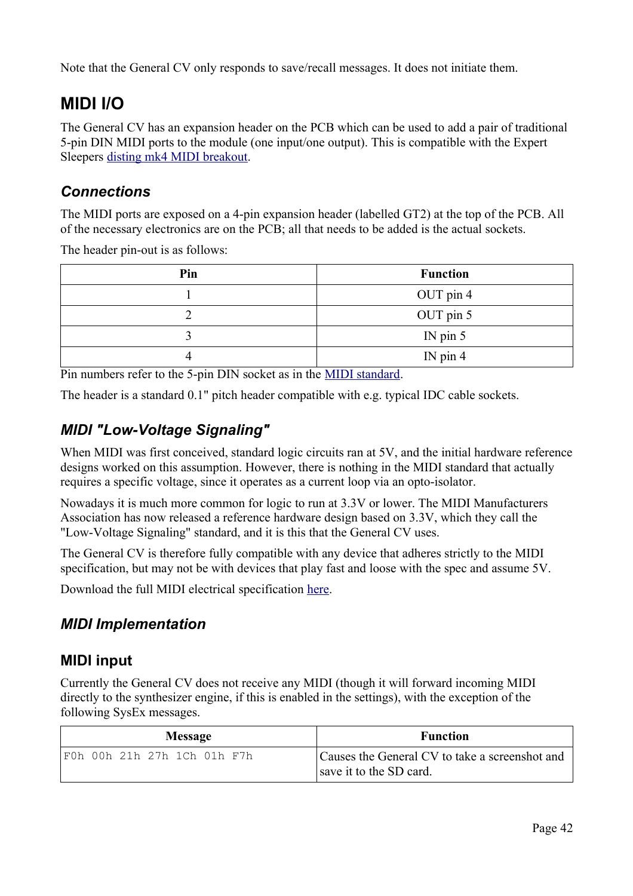Note that the General CV only responds to save/recall messages. It does not initiate them.

# MIDI I/O

The General CV has an expansion header on the PCB which can be used to add a pair of traditional 5-pin DIN MIDI ports to the module (one input/one output). This is compatible with the Expert Sleepers disting mk4 MIDI breakout.

## *Connections*

The MIDI ports are exposed on a 4-pin expansion header (labelled GT2) at the top of the PCB. All of the necessary electronics are on the PCB; all that needs to be added is the actual sockets.

The header pin-out is as follows:

| Pin | Function |
|---|---|
| 1 | OUT pin 4 |
| 2 | OUT pin 5 |
| 3 | IN pin 5 |
| 4 | IN pin 4 |

Pin numbers refer to the 5-pin DIN socket as in the MIDI standard.

The header is a standard 0.1" pitch header compatible with e.g. typical IDC cable sockets.

## *MIDI "Low-Voltage Signaling"*

When MIDI was first conceived, standard logic circuits ran at 5V, and the initial hardware reference designs worked on this assumption. However, there is nothing in the MIDI standard that actually requires a specific voltage, since it operates as a current loop via an opto-isolator.

Nowadays it is much more common for logic to run at 3.3V or lower. The MIDI Manufacturers Association has now released a reference hardware design based on 3.3V, which they call the "Low-Voltage Signaling" standard, and it is this that the General CV uses.

The General CV is therefore fully compatible with any device that adheres strictly to the MIDI specification, but may not be with devices that play fast and loose with the spec and assume 5V.

Download the full MIDI electrical specification here.

## *MIDI Implementation*

### MIDI input

Currently the General CV does not receive any MIDI (though it will forward incoming MIDI directly to the synthesizer engine, if this is enabled in the settings), with the exception of the following SysEx messages.

| Message | Function |
|---|---|
| `F0h 00h 21h 27h 1Ch 01h F7h` | Causes the General CV to take a screenshot and save it to the SD card. |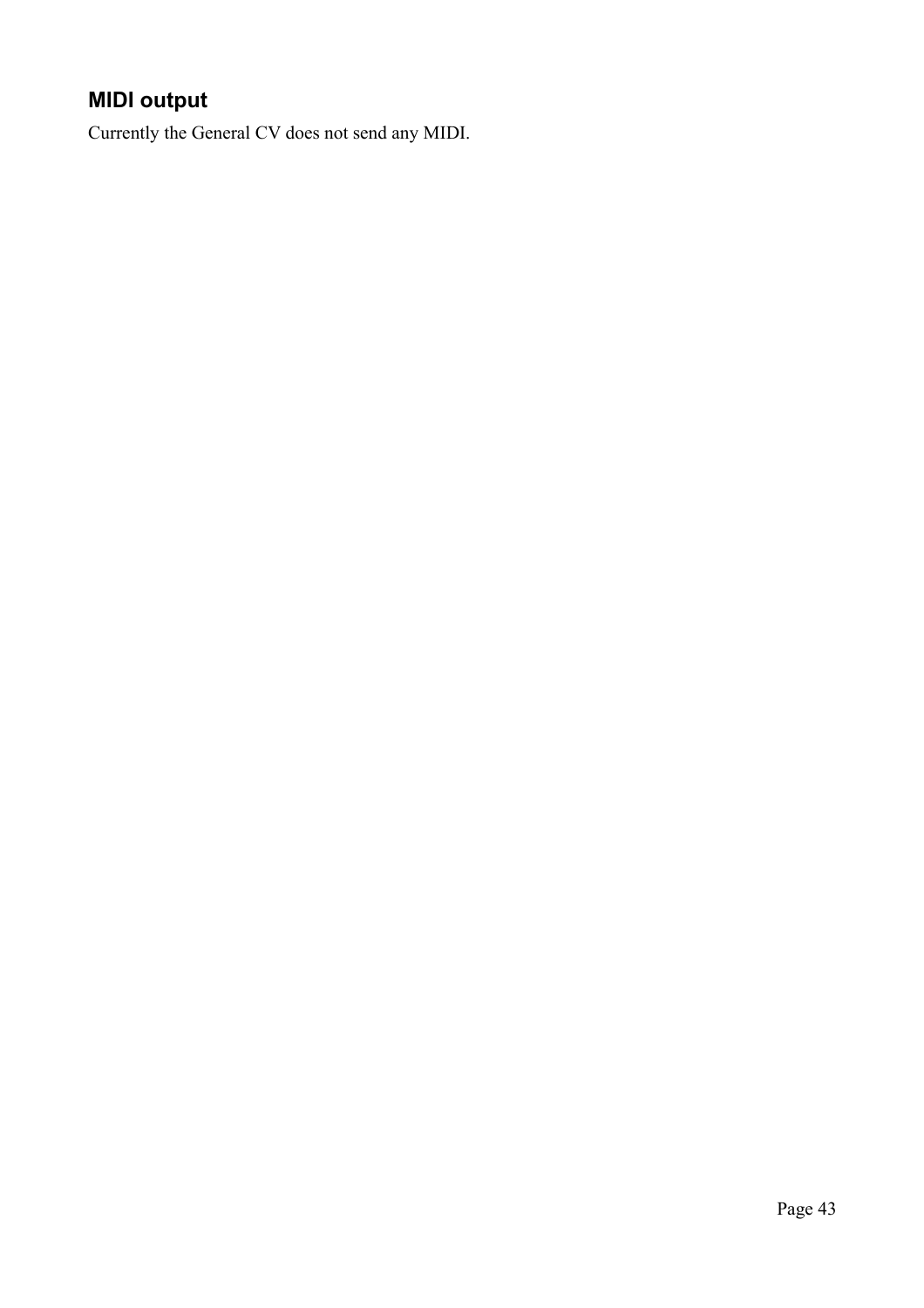## MIDI output

Currently the General CV does not send any MIDI.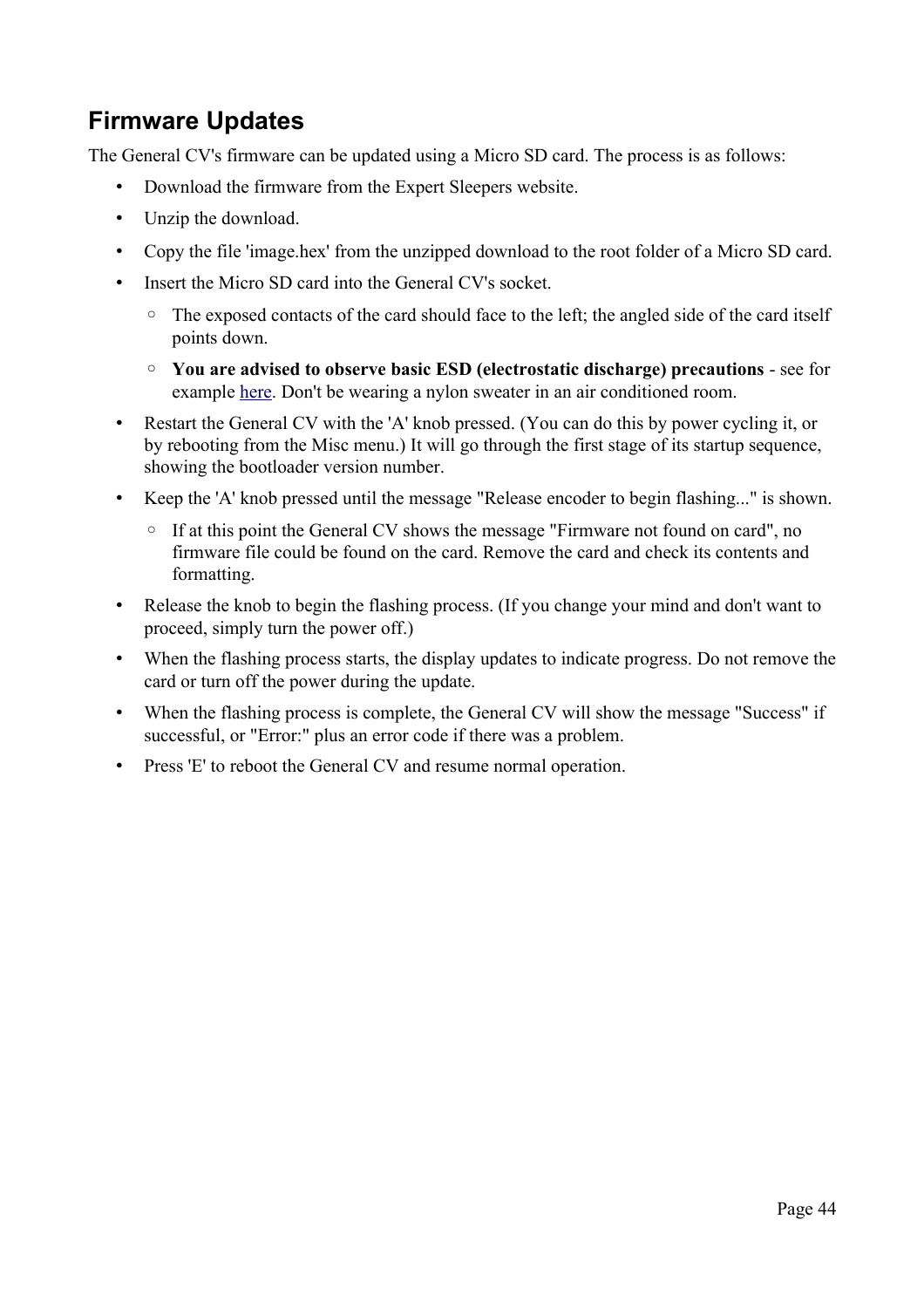## Firmware Updates

The General CV's firmware can be updated using a Micro SD card. The process is as follows:

- Download the firmware from the Expert Sleepers website.
- Unzip the download.
- Copy the file 'image.hex' from the unzipped download to the root folder of a Micro SD card.
- Insert the Micro SD card into the General CV's socket.
  - The exposed contacts of the card should face to the left; the angled side of the card itself points down.
  - **You are advised to observe basic ESD (electrostatic discharge) precautions** - see for example here. Don't be wearing a nylon sweater in an air conditioned room.
- Restart the General CV with the 'A' knob pressed. (You can do this by power cycling it, or by rebooting from the Misc menu.) It will go through the first stage of its startup sequence, showing the bootloader version number.
- Keep the 'A' knob pressed until the message "Release encoder to begin flashing..." is shown.
  - If at this point the General CV shows the message "Firmware not found on card", no firmware file could be found on the card. Remove the card and check its contents and formatting.
- Release the knob to begin the flashing process. (If you change your mind and don't want to proceed, simply turn the power off.)
- When the flashing process starts, the display updates to indicate progress. Do not remove the card or turn off the power during the update.
- When the flashing process is complete, the General CV will show the message "Success" if successful, or "Error:" plus an error code if there was a problem.
- Press 'E' to reboot the General CV and resume normal operation.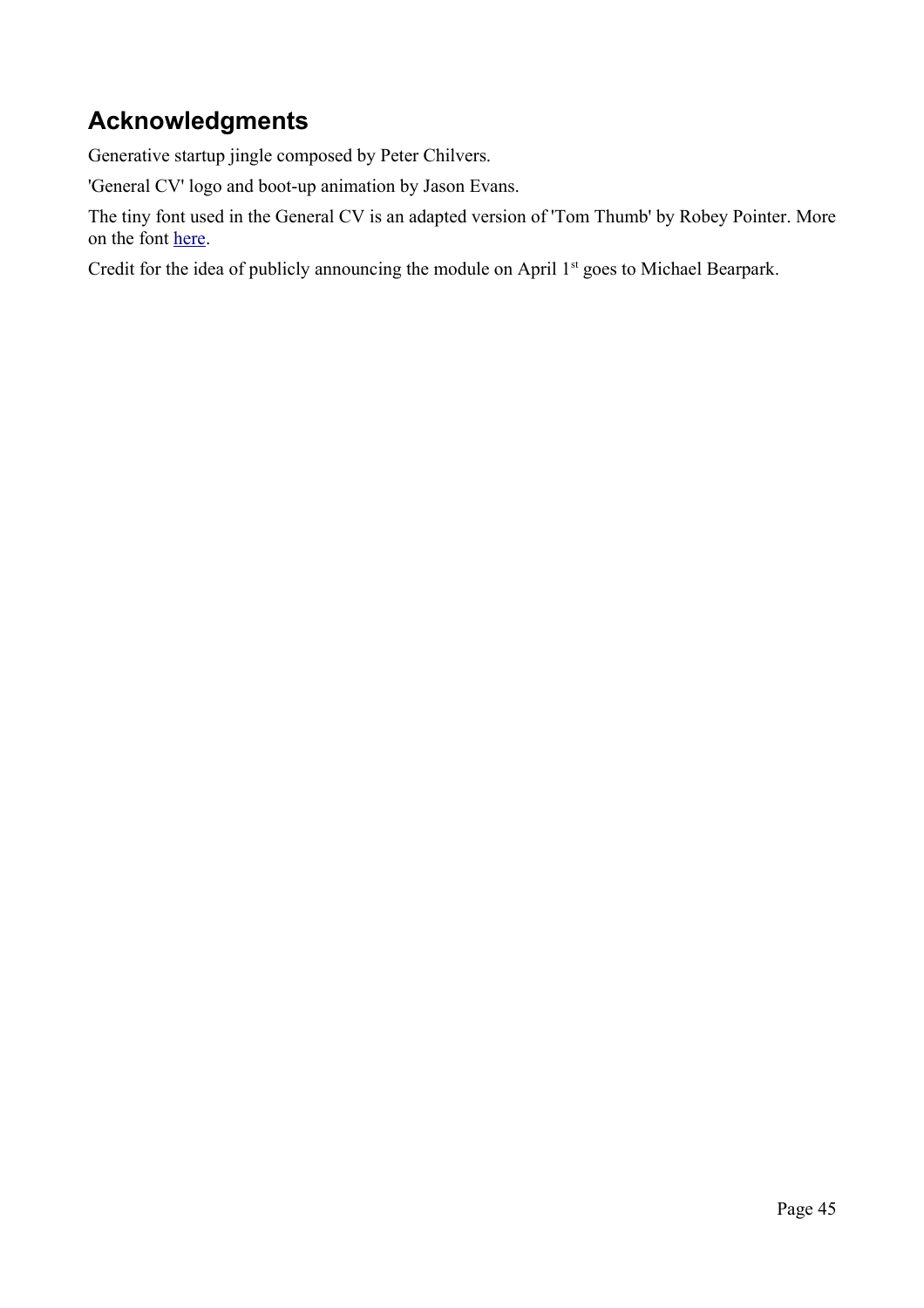## Acknowledgments

Generative startup jingle composed by Peter Chilvers.

'General CV' logo and boot-up animation by Jason Evans.

The tiny font used in the General CV is an adapted version of 'Tom Thumb' by Robey Pointer. More on the font here.

Credit for the idea of publicly announcing the module on April 1st goes to Michael Bearpark.